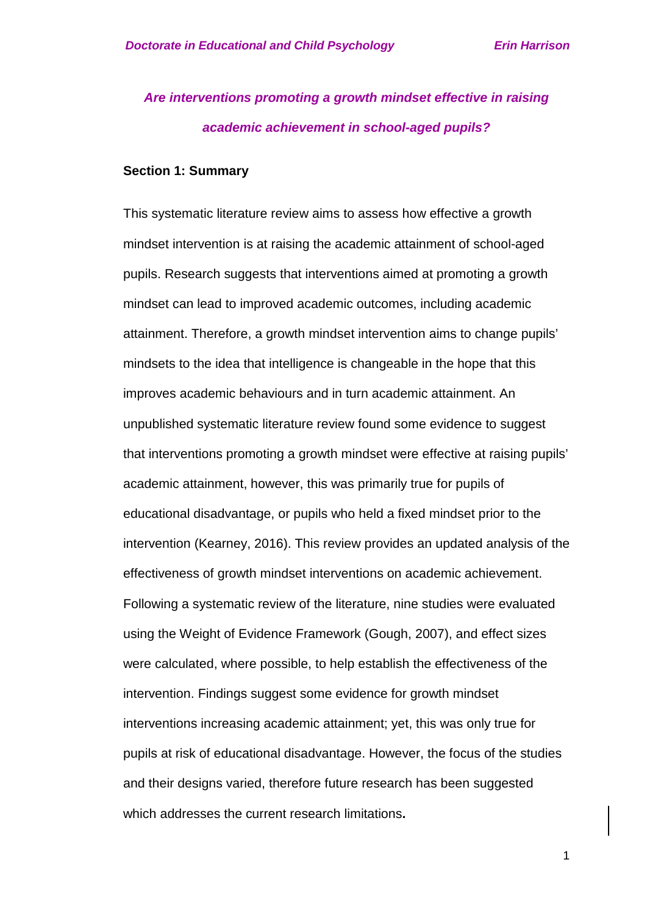# *Are interventions promoting a growth mindset effective in raising academic achievement in school-aged pupils?*

## Section 1: Summary

This systematic literature review aims to assess how effective a growth mindset intervention is at raising the academic attainment of school-aged pupils. Research suggests that interventions aimed at promoting a growth mindset can lead to improved academic outcomes, including academic attainment. Therefore, a growth mindset intervention aims to change pupils' mindsets to the idea that intelligence is changeable in the hope that this improves academic behaviours and in turn academic attainment. An unpublished systematic literature review found some evidence to suggest that interventions promoting a growth mindset were effective at raising pupils' academic attainment, however, this was primarily true for pupils of educational disadvantage, or pupils who held a fixed mindset prior to the intervention (Kearney, 2016). This review provides an updated analysis of the effectiveness of growth mindset interventions on academic achievement. Following a systematic review of the literature, nine studies were evaluated using the Weight of Evidence Framework (Gough, 2007), and effect sizes were calculated, where possible, to help establish the effectiveness of the intervention. Findings suggest some evidence for growth mindset interventions increasing academic attainment; yet, this was only true for pupils at risk of educational disadvantage. However, the focus of the studies and their designs varied, therefore future research has been suggested which addresses the current research limitations.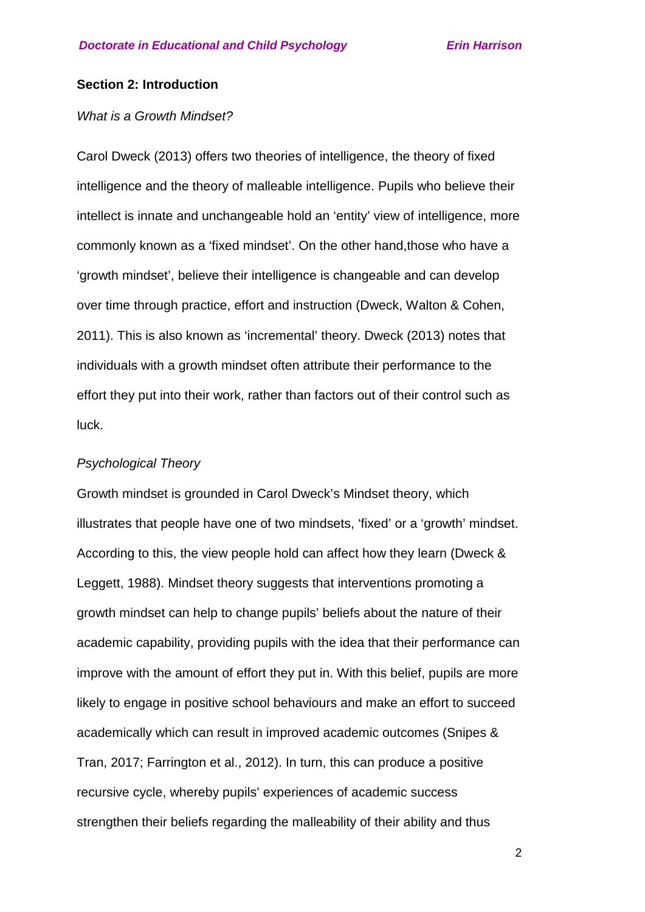## Section 2: Introduction

*What is a Growth Mindset?*

Carol Dweck (2013) offers two theories of intelligence, the theory of fixed intelligence and the theory of malleable intelligence. Pupils who believe their intellect is innate and unchangeable hold an 'entity' view of intelligence, more commonly known as a 'fixed mindset'. On the other hand,those who have a 'growth mindset', believe their intelligence is changeable and can develop over time through practice, effort and instruction (Dweck, Walton & Cohen, 2011). This is also known as 'incremental' theory. Dweck (2013) notes that individuals with a growth mindset often attribute their performance to the effort they put into their work, rather than factors out of their control such as luck.

*Psychological Theory*

Growth mindset is grounded in Carol Dweck's Mindset theory, which illustrates that people have one of two mindsets, 'fixed' or a 'growth' mindset. According to this, the view people hold can affect how they learn (Dweck & Leggett, 1988). Mindset theory suggests that interventions promoting a growth mindset can help to change pupils' beliefs about the nature of their academic capability, providing pupils with the idea that their performance can improve with the amount of effort they put in. With this belief, pupils are more likely to engage in positive school behaviours and make an effort to succeed academically which can result in improved academic outcomes (Snipes & Tran, 2017; Farrington et al., 2012). In turn, this can produce a positive recursive cycle, whereby pupils' experiences of academic success strengthen their beliefs regarding the malleability of their ability and thus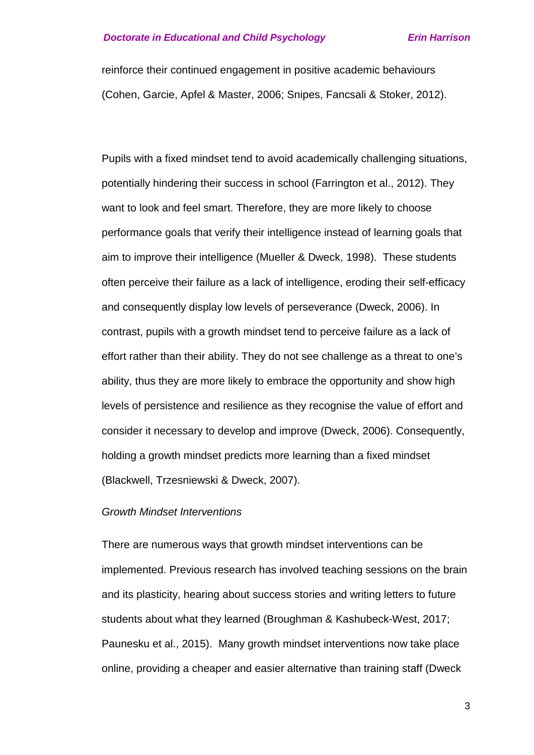reinforce their continued engagement in positive academic behaviours (Cohen, Garcie, Apfel & Master, 2006; Snipes, Fancsali & Stoker, 2012).

Pupils with a fixed mindset tend to avoid academically challenging situations, potentially hindering their success in school (Farrington et al., 2012). They want to look and feel smart. Therefore, they are more likely to choose performance goals that verify their intelligence instead of learning goals that aim to improve their intelligence (Mueller & Dweck, 1998). These students often perceive their failure as a lack of intelligence, eroding their self-efficacy and consequently display low levels of perseverance (Dweck, 2006). In contrast, pupils with a growth mindset tend to perceive failure as a lack of effort rather than their ability. They do not see challenge as a threat to one's ability, thus they are more likely to embrace the opportunity and show high levels of persistence and resilience as they recognise the value of effort and consider it necessary to develop and improve (Dweck, 2006). Consequently, holding a growth mindset predicts more learning than a fixed mindset (Blackwell, Trzesniewski & Dweck, 2007).

*Growth Mindset Interventions*

There are numerous ways that growth mindset interventions can be implemented. Previous research has involved teaching sessions on the brain and its plasticity, hearing about success stories and writing letters to future students about what they learned (Broughman & Kashubeck-West, 2017; Paunesku et al., 2015). Many growth mindset interventions now take place online, providing a cheaper and easier alternative than training staff (Dweck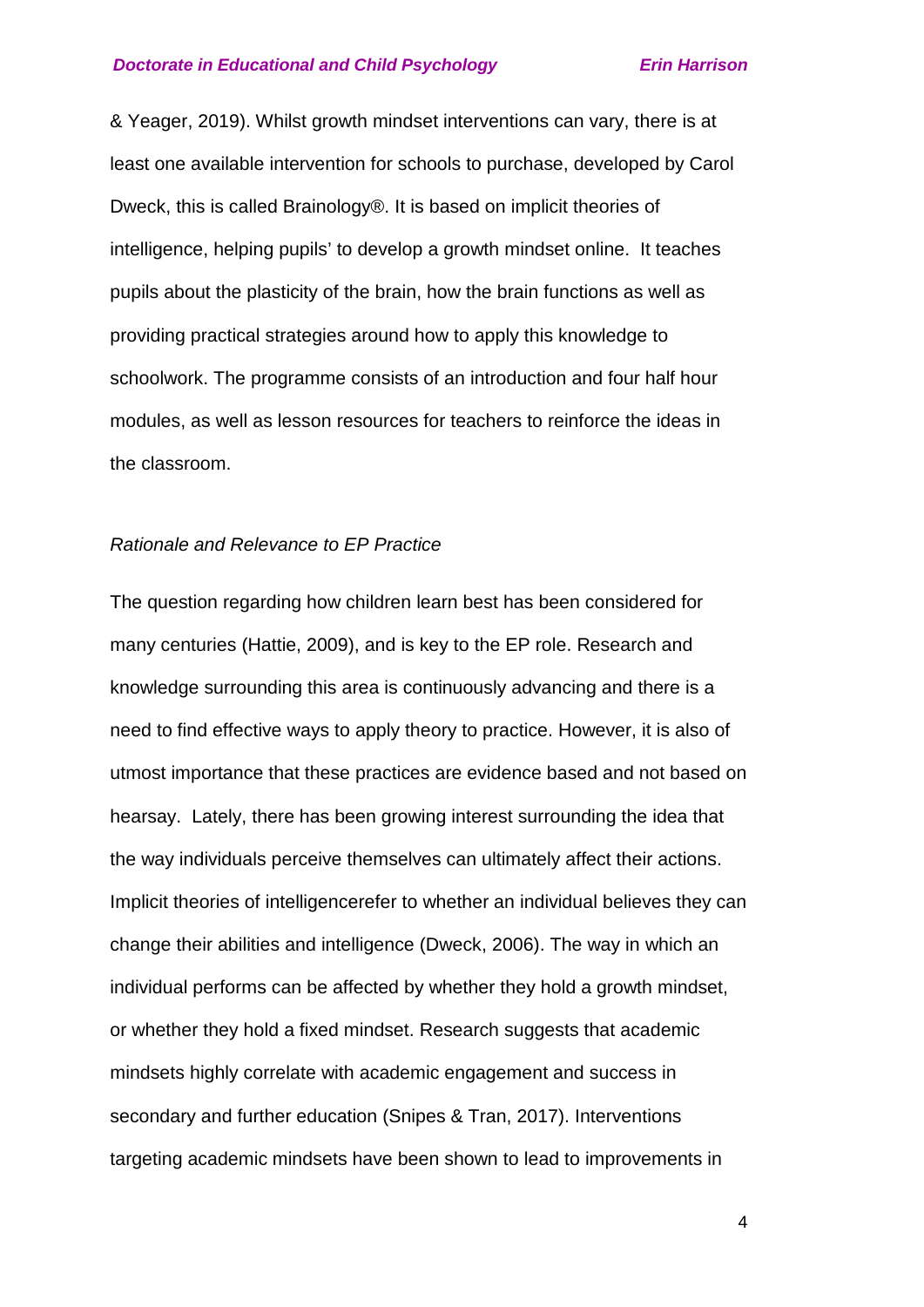& Yeager, 2019). Whilst growth mindset interventions can vary, there is at least one available intervention for schools to purchase, developed by Carol Dweck, this is called Brainology®. It is based on implicit theories of intelligence, helping pupils' to develop a growth mindset online.  It teaches pupils about the plasticity of the brain, how the brain functions as well as providing practical strategies around how to apply this knowledge to schoolwork. The programme consists of an introduction and four half hour modules, as well as lesson resources for teachers to reinforce the ideas in the classroom.

*Rationale and Relevance to EP Practice*

The question regarding how children learn best has been considered for many centuries (Hattie, 2009), and is key to the EP role. Research and knowledge surrounding this area is continuously advancing and there is a need to find effective ways to apply theory to practice. However, it is also of utmost importance that these practices are evidence based and not based on hearsay.  Lately, there has been growing interest surrounding the idea that the way individuals perceive themselves can ultimately affect their actions. Implicit theories of intelligencerefer to whether an individual believes they can change their abilities and intelligence (Dweck, 2006). The way in which an individual performs can be affected by whether they hold a growth mindset, or whether they hold a fixed mindset. Research suggests that academic mindsets highly correlate with academic engagement and success in secondary and further education (Snipes & Tran, 2017). Interventions targeting academic mindsets have been shown to lead to improvements in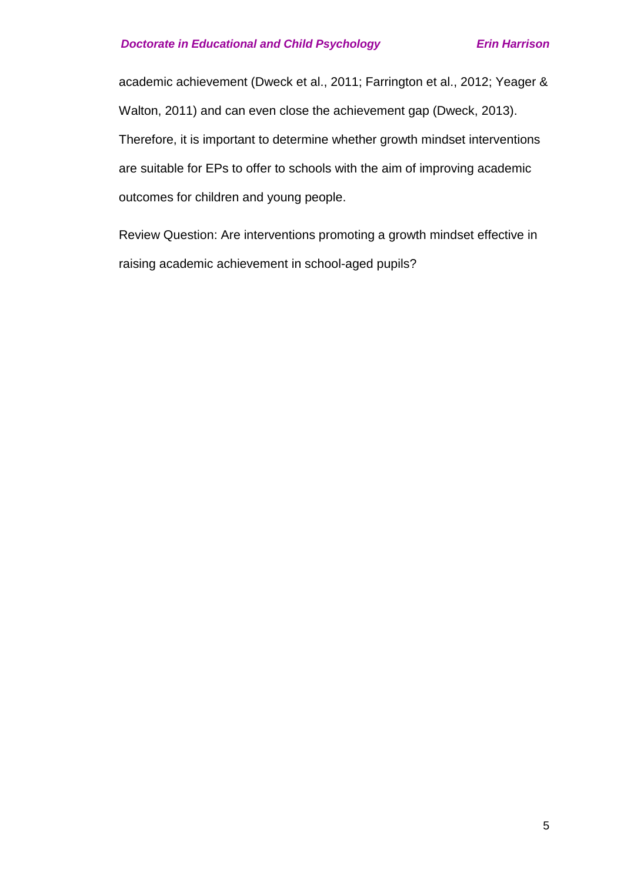academic achievement (Dweck et al., 2011; Farrington et al., 2012; Yeager & Walton, 2011) and can even close the achievement gap (Dweck, 2013). Therefore, it is important to determine whether growth mindset interventions are suitable for EPs to offer to schools with the aim of improving academic outcomes for children and young people.

Review Question: Are interventions promoting a growth mindset effective in raising academic achievement in school-aged pupils?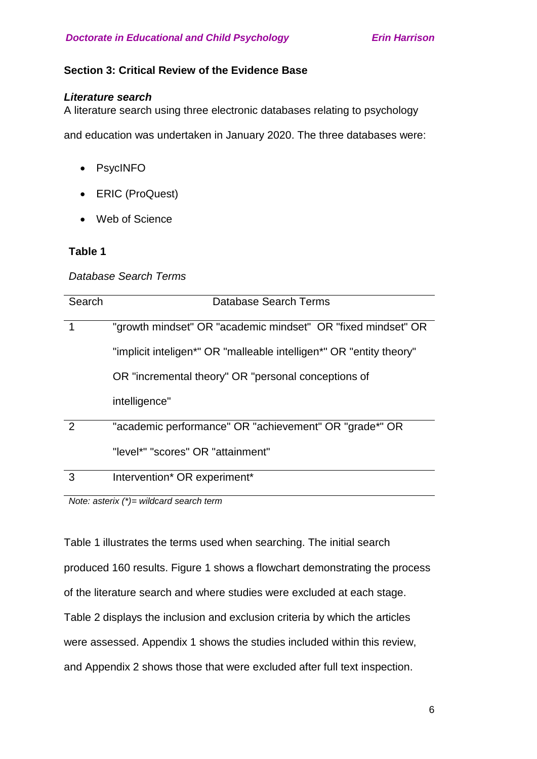## Section 3: Critical Review of the Evidence Base

### *Literature search*

A literature search using three electronic databases relating to psychology and education was undertaken in January 2020. The three databases were:

- PsycINFO
- ERIC (ProQuest)
- Web of Science

**Table 1**

*Database Search Terms*

| Search | Database Search Terms |
|---|---|
| 1 | "growth mindset" OR "academic mindset" OR "fixed mindset" OR "implicit inteligen*" OR "malleable intelligen*" OR "entity theory" OR "incremental theory" OR "personal conceptions of intelligence" |
| 2 | "academic performance" OR "achievement" OR "grade*" OR "level*" "scores" OR "attainment" |
| 3 | Intervention* OR experiment* |

*Note: asterix (*)= wildcard search term*

Table 1 illustrates the terms used when searching. The initial search produced 160 results. Figure 1 shows a flowchart demonstrating the process of the literature search and where studies were excluded at each stage. Table 2 displays the inclusion and exclusion criteria by which the articles were assessed. Appendix 1 shows the studies included within this review, and Appendix 2 shows those that were excluded after full text inspection.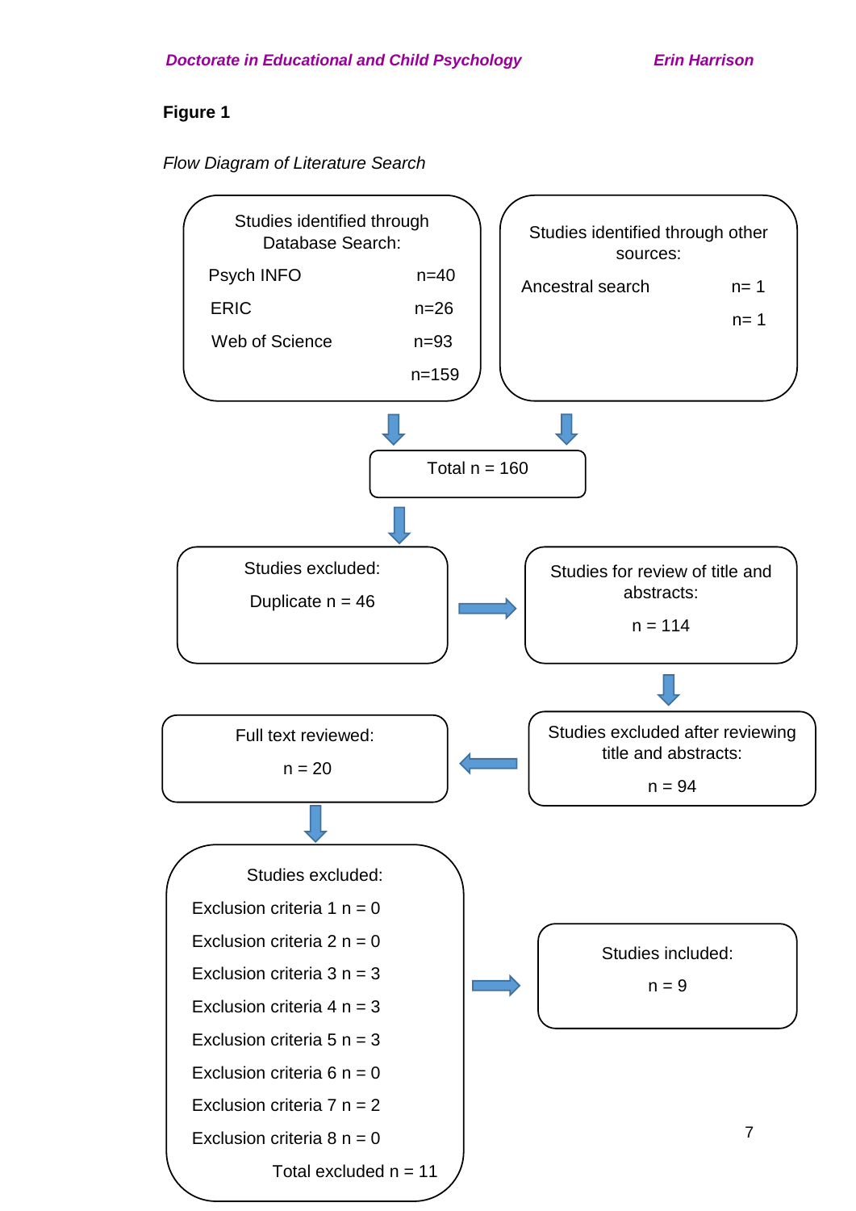**Figure 1**

*Flow Diagram of Literature Search*

Studies identified through Database Search:

- Psych INFO n=40
- ERIC n=26
- Web of Science n=93

n=159

Studies identified through other sources:

- Ancestral search n= 1

n= 1

Total n = 160

Studies excluded:

Duplicate n = 46

Studies for review of title and abstracts:

n = 114

Studies excluded after reviewing title and abstracts:

n = 94

Full text reviewed:

n = 20

Studies excluded:

- Exclusion criteria 1 n = 0
- Exclusion criteria 2 n = 0
- Exclusion criteria 3 n = 3
- Exclusion criteria 4 n = 3
- Exclusion criteria 5 n = 3
- Exclusion criteria 6 n = 0
- Exclusion criteria 7 n = 2
- Exclusion criteria 8 n = 0

Total excluded n = 11

Studies included:

n = 9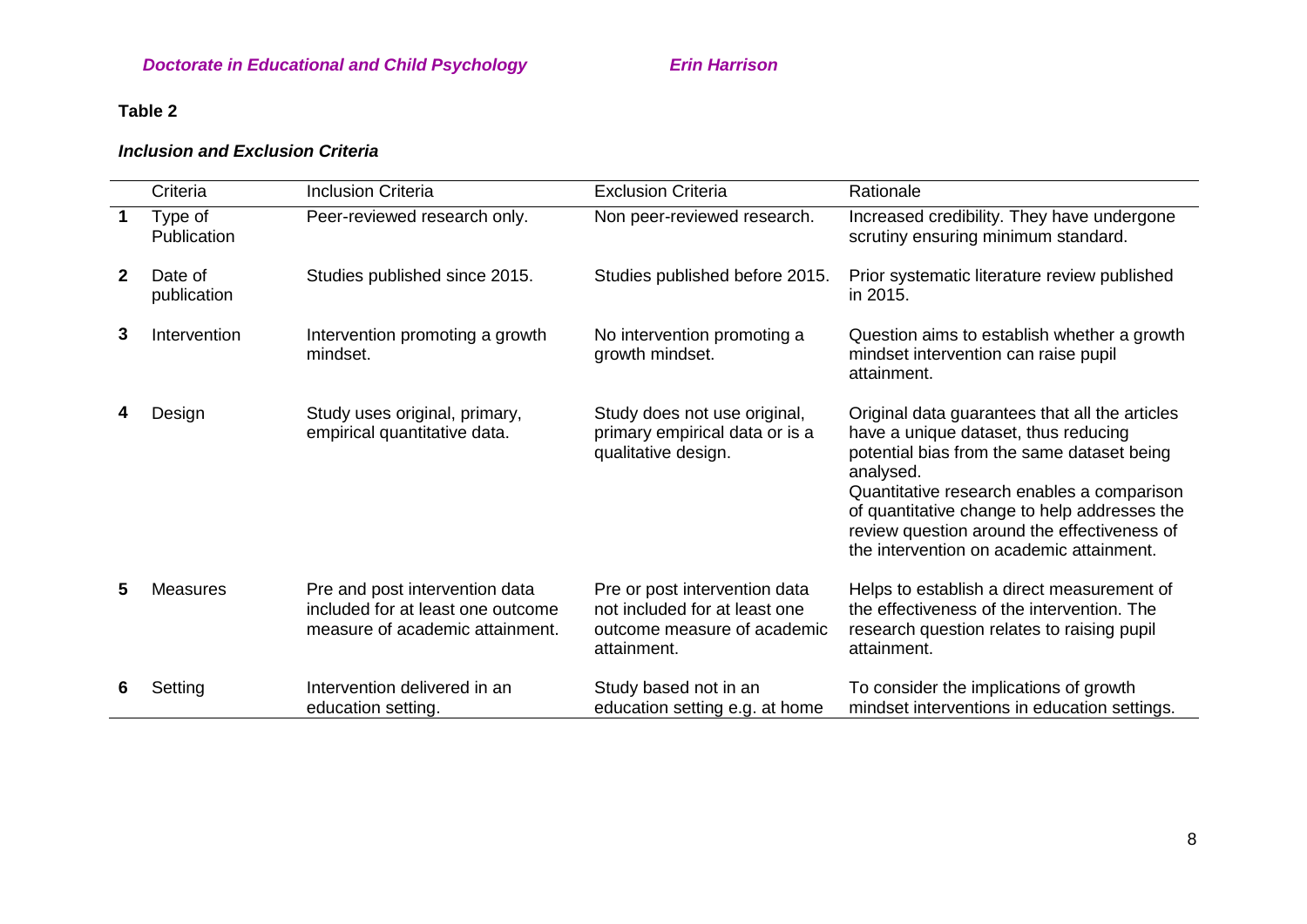**Table 2**

***Inclusion and Exclusion Criteria***

| | Criteria | Inclusion Criteria | Exclusion Criteria | Rationale |
|---|---|---|---|---|
| **1** | Type of Publication | Peer-reviewed research only. | Non peer-reviewed research. | Increased credibility. They have undergone scrutiny ensuring minimum standard. |
| **2** | Date of publication | Studies published since 2015. | Studies published before 2015. | Prior systematic literature review published in 2015. |
| **3** | Intervention | Intervention promoting a growth mindset. | No intervention promoting a growth mindset. | Question aims to establish whether a growth mindset intervention can raise pupil attainment. |
| **4** | Design | Study uses original, primary, empirical quantitative data. | Study does not use original, primary empirical data or is a qualitative design. | Original data guarantees that all the articles have a unique dataset, thus reducing potential bias from the same dataset being analysed. Quantitative research enables a comparison of quantitative change to help addresses the review question around the effectiveness of the intervention on academic attainment. |
| **5** | Measures | Pre and post intervention data included for at least one outcome measure of academic attainment. | Pre or post intervention data not included for at least one outcome measure of academic attainment. | Helps to establish a direct measurement of the effectiveness of the intervention. The research question relates to raising pupil attainment. |
| **6** | Setting | Intervention delivered in an education setting. | Study based not in an education setting e.g. at home | To consider the implications of growth mindset interventions in education settings. |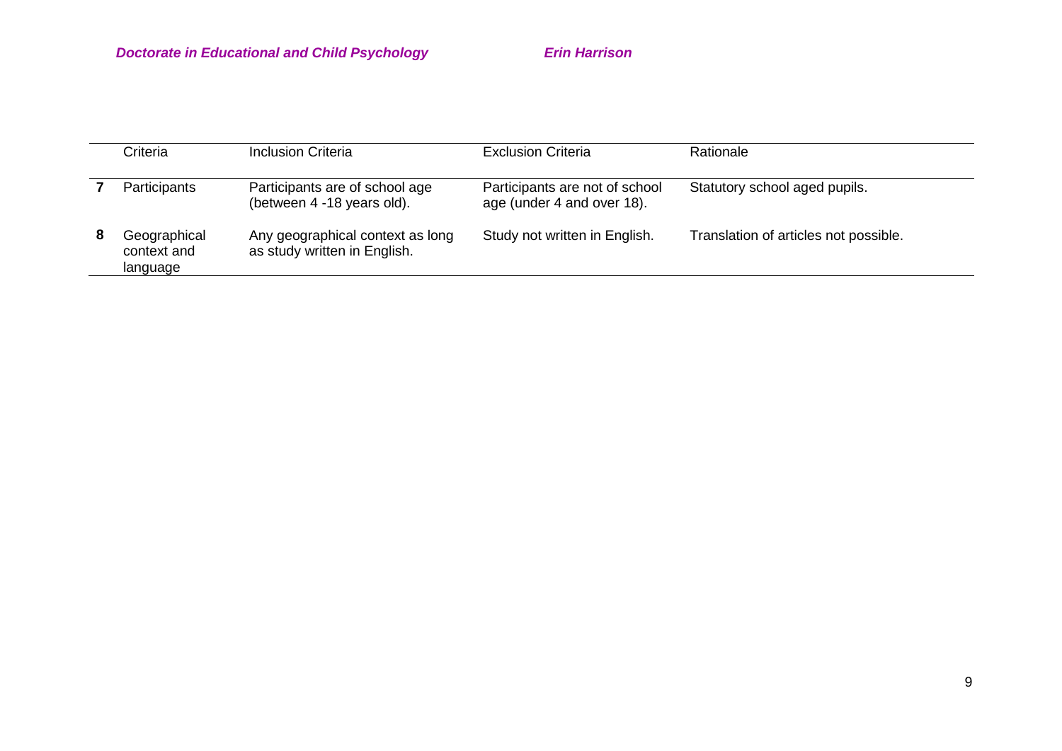| | Criteria | Inclusion Criteria | Exclusion Criteria | Rationale |
|---|---|---|---|---|
| **7** | Participants | Participants are of school age (between 4 -18 years old). | Participants are not of school age (under 4 and over 18). | Statutory school aged pupils. |
| **8** | Geographical context and language | Any geographical context as long as study written in English. | Study not written in English. | Translation of articles not possible. |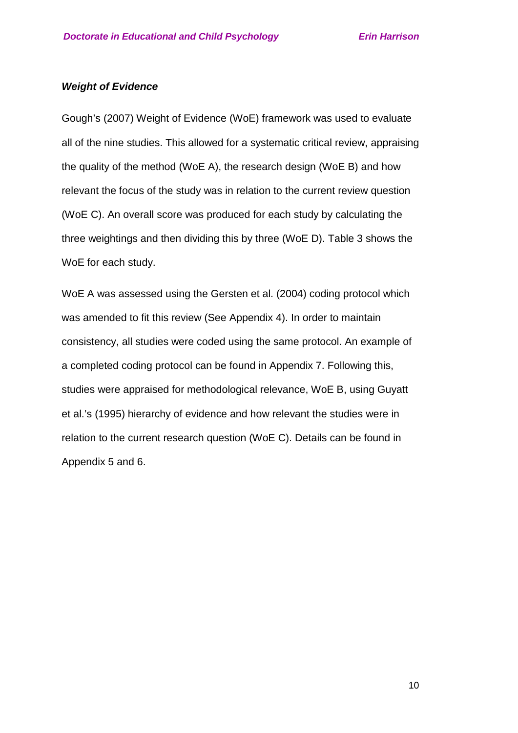***Weight of Evidence***

Gough's (2007) Weight of Evidence (WoE) framework was used to evaluate all of the nine studies. This allowed for a systematic critical review, appraising the quality of the method (WoE A), the research design (WoE B) and how relevant the focus of the study was in relation to the current review question (WoE C). An overall score was produced for each study by calculating the three weightings and then dividing this by three (WoE D). Table 3 shows the WoE for each study.

WoE A was assessed using the Gersten et al. (2004) coding protocol which was amended to fit this review (See Appendix 4). In order to maintain consistency, all studies were coded using the same protocol. An example of a completed coding protocol can be found in Appendix 7. Following this, studies were appraised for methodological relevance, WoE B, using Guyatt et al.'s (1995) hierarchy of evidence and how relevant the studies were in relation to the current research question (WoE C). Details can be found in Appendix 5 and 6.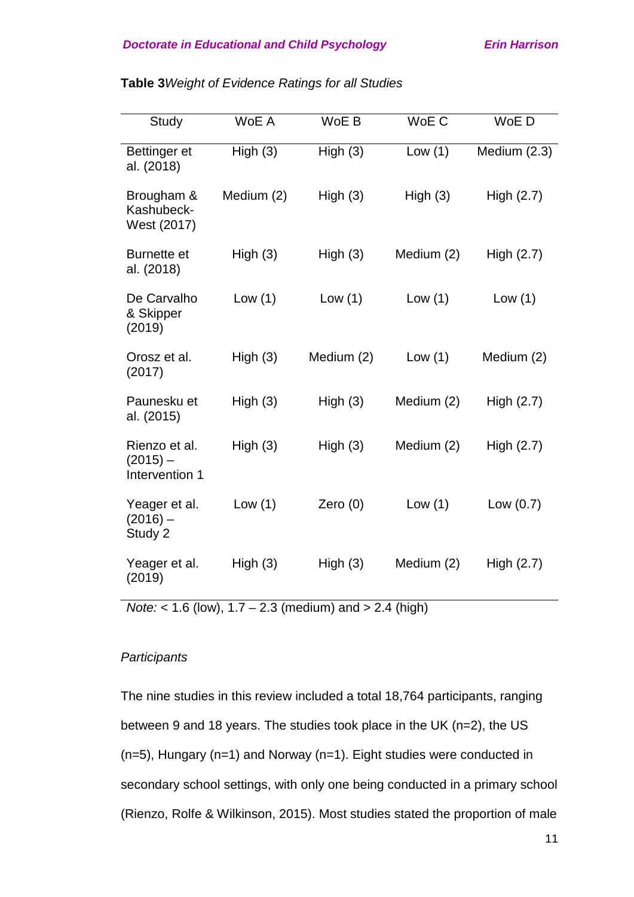**Table 3** *Weight of Evidence Ratings for all Studies*

| Study | WoE A | WoE B | WoE C | WoE D |
|---|---|---|---|---|
| Bettinger et al. (2018) | High (3) | High (3) | Low (1) | Medium (2.3) |
| Brougham & Kashubeck-West (2017) | Medium (2) | High (3) | High (3) | High (2.7) |
| Burnette et al. (2018) | High (3) | High (3) | Medium (2) | High (2.7) |
| De Carvalho & Skipper (2019) | Low (1) | Low (1) | Low (1) | Low (1) |
| Orosz et al. (2017) | High (3) | Medium (2) | Low (1) | Medium (2) |
| Paunesku et al. (2015) | High (3) | High (3) | Medium (2) | High (2.7) |
| Rienzo et al. (2015) – Intervention 1 | High (3) | High (3) | Medium (2) | High (2.7) |
| Yeager et al. (2016) – Study 2 | Low (1) | Zero (0) | Low (1) | Low (0.7) |
| Yeager et al. (2019) | High (3) | High (3) | Medium (2) | High (2.7) |

*Note:* < 1.6 (low), 1.7 – 2.3 (medium) and > 2.4 (high)

*Participants*

The nine studies in this review included a total 18,764 participants, ranging between 9 and 18 years. The studies took place in the UK (n=2), the US (n=5), Hungary (n=1) and Norway (n=1). Eight studies were conducted in secondary school settings, with only one being conducted in a primary school (Rienzo, Rolfe & Wilkinson, 2015). Most studies stated the proportion of male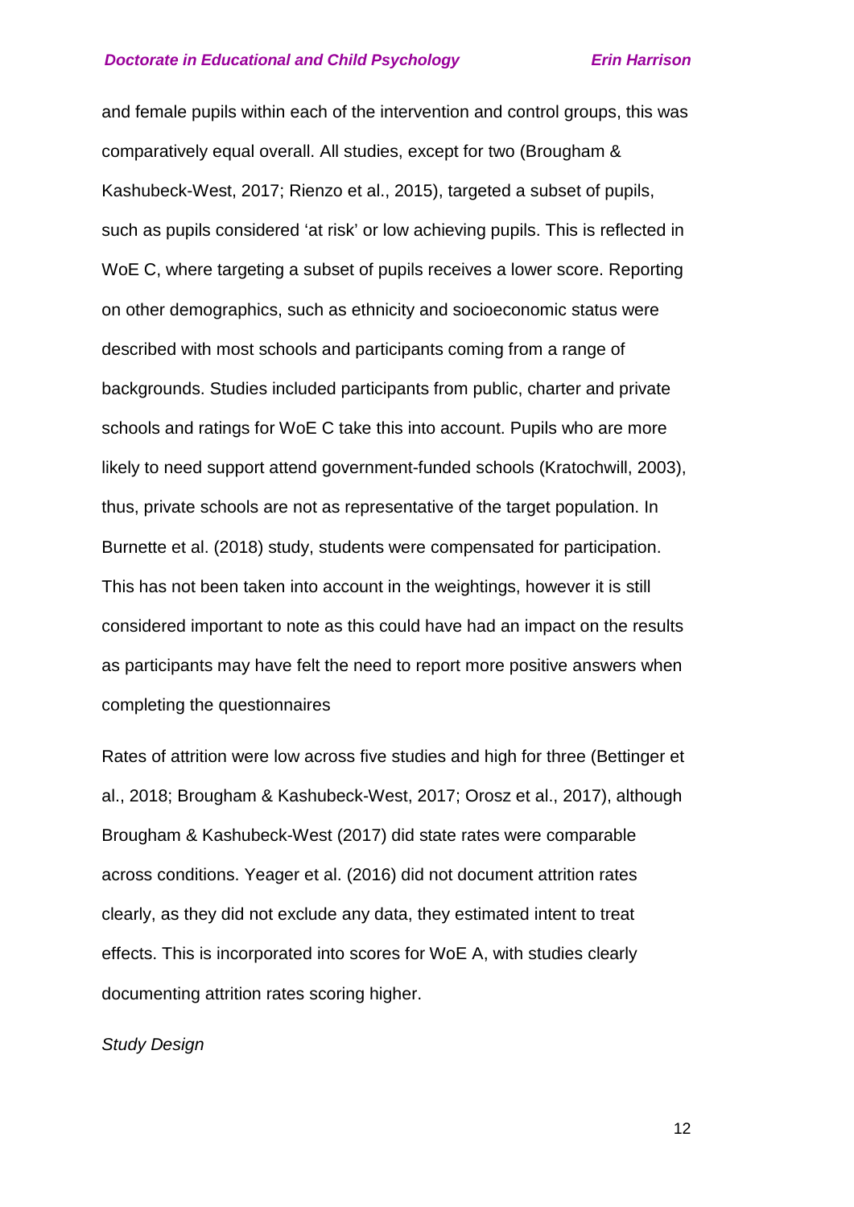and female pupils within each of the intervention and control groups, this was comparatively equal overall. All studies, except for two (Brougham & Kashubeck-West, 2017; Rienzo et al., 2015), targeted a subset of pupils, such as pupils considered 'at risk' or low achieving pupils. This is reflected in WoE C, where targeting a subset of pupils receives a lower score. Reporting on other demographics, such as ethnicity and socioeconomic status were described with most schools and participants coming from a range of backgrounds. Studies included participants from public, charter and private schools and ratings for WoE C take this into account. Pupils who are more likely to need support attend government-funded schools (Kratochwill, 2003), thus, private schools are not as representative of the target population. In Burnette et al. (2018) study, students were compensated for participation. This has not been taken into account in the weightings, however it is still considered important to note as this could have had an impact on the results as participants may have felt the need to report more positive answers when completing the questionnaires

Rates of attrition were low across five studies and high for three (Bettinger et al., 2018; Brougham & Kashubeck-West, 2017; Orosz et al., 2017), although Brougham & Kashubeck-West (2017) did state rates were comparable across conditions. Yeager et al. (2016) did not document attrition rates clearly, as they did not exclude any data, they estimated intent to treat effects. This is incorporated into scores for WoE A, with studies clearly documenting attrition rates scoring higher.

*Study Design*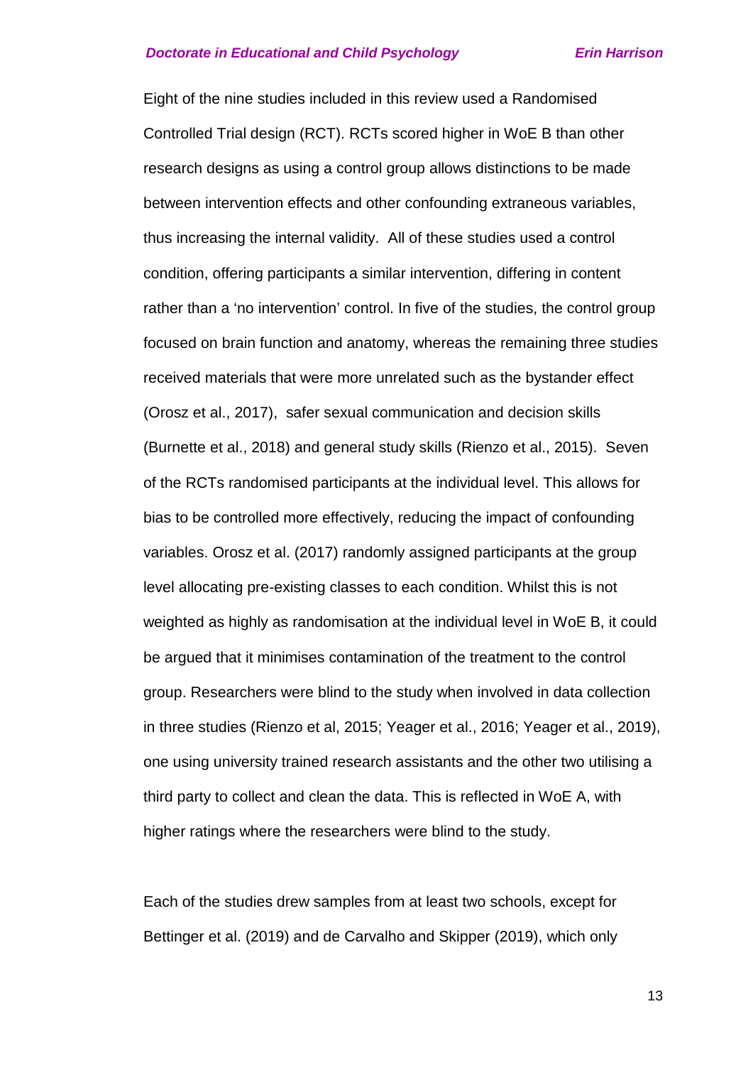Eight of the nine studies included in this review used a Randomised Controlled Trial design (RCT). RCTs scored higher in WoE B than other research designs as using a control group allows distinctions to be made between intervention effects and other confounding extraneous variables, thus increasing the internal validity. All of these studies used a control condition, offering participants a similar intervention, differing in content rather than a 'no intervention' control. In five of the studies, the control group focused on brain function and anatomy, whereas the remaining three studies received materials that were more unrelated such as the bystander effect (Orosz et al., 2017), safer sexual communication and decision skills (Burnette et al., 2018) and general study skills (Rienzo et al., 2015). Seven of the RCTs randomised participants at the individual level. This allows for bias to be controlled more effectively, reducing the impact of confounding variables. Orosz et al. (2017) randomly assigned participants at the group level allocating pre-existing classes to each condition. Whilst this is not weighted as highly as randomisation at the individual level in WoE B, it could be argued that it minimises contamination of the treatment to the control group. Researchers were blind to the study when involved in data collection in three studies (Rienzo et al, 2015; Yeager et al., 2016; Yeager et al., 2019), one using university trained research assistants and the other two utilising a third party to collect and clean the data. This is reflected in WoE A, with higher ratings where the researchers were blind to the study.

Each of the studies drew samples from at least two schools, except for Bettinger et al. (2019) and de Carvalho and Skipper (2019), which only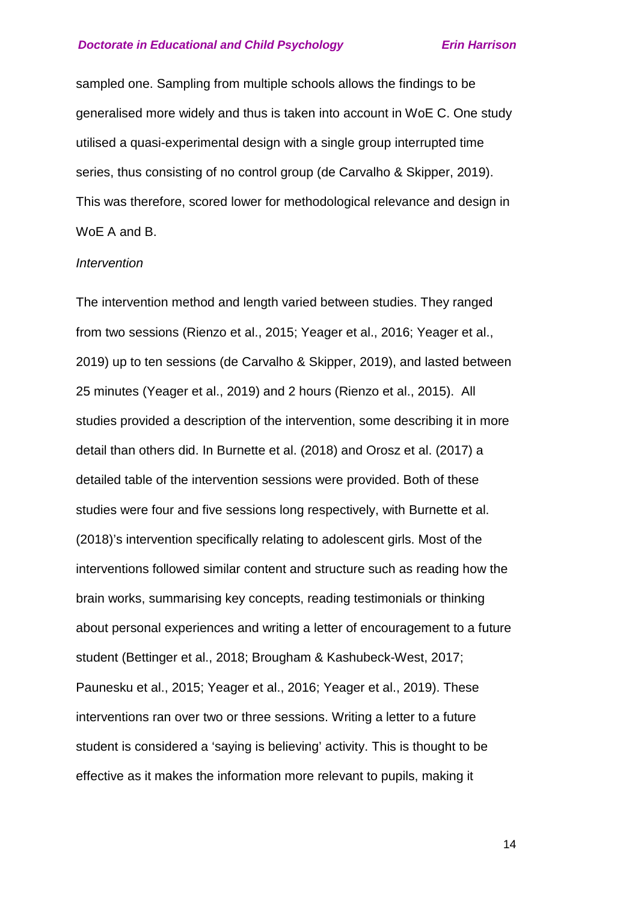sampled one. Sampling from multiple schools allows the findings to be generalised more widely and thus is taken into account in WoE C. One study utilised a quasi-experimental design with a single group interrupted time series, thus consisting of no control group (de Carvalho & Skipper, 2019). This was therefore, scored lower for methodological relevance and design in WoE A and B.

*Intervention*

The intervention method and length varied between studies. They ranged from two sessions (Rienzo et al., 2015; Yeager et al., 2016; Yeager et al., 2019) up to ten sessions (de Carvalho & Skipper, 2019), and lasted between 25 minutes (Yeager et al., 2019) and 2 hours (Rienzo et al., 2015). All studies provided a description of the intervention, some describing it in more detail than others did. In Burnette et al. (2018) and Orosz et al. (2017) a detailed table of the intervention sessions were provided. Both of these studies were four and five sessions long respectively, with Burnette et al. (2018)'s intervention specifically relating to adolescent girls. Most of the interventions followed similar content and structure such as reading how the brain works, summarising key concepts, reading testimonials or thinking about personal experiences and writing a letter of encouragement to a future student (Bettinger et al., 2018; Brougham & Kashubeck-West, 2017; Paunesku et al., 2015; Yeager et al., 2016; Yeager et al., 2019). These interventions ran over two or three sessions. Writing a letter to a future student is considered a 'saying is believing' activity. This is thought to be effective as it makes the information more relevant to pupils, making it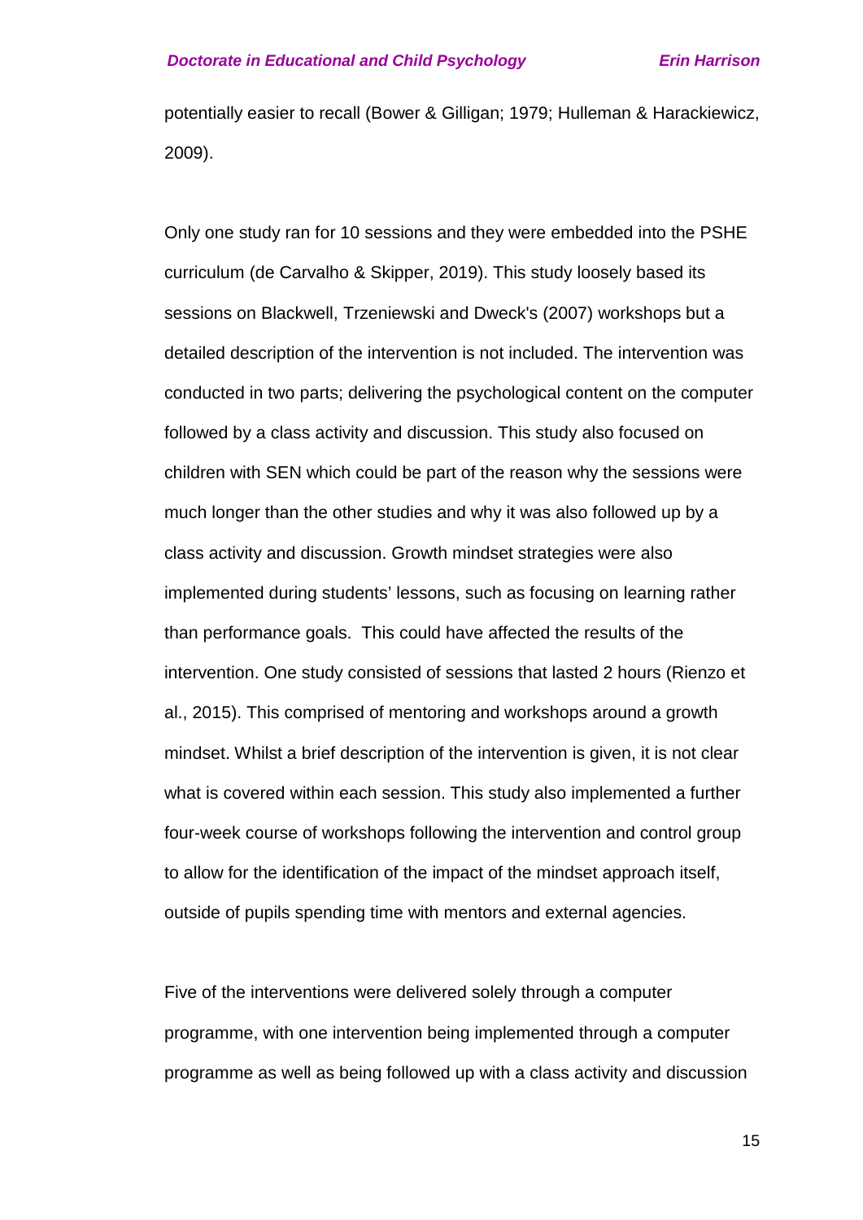potentially easier to recall (Bower & Gilligan; 1979; Hulleman & Harackiewicz, 2009).

Only one study ran for 10 sessions and they were embedded into the PSHE curriculum (de Carvalho & Skipper, 2019). This study loosely based its sessions on Blackwell, Trzeniewski and Dweck's (2007) workshops but a detailed description of the intervention is not included. The intervention was conducted in two parts; delivering the psychological content on the computer followed by a class activity and discussion. This study also focused on children with SEN which could be part of the reason why the sessions were much longer than the other studies and why it was also followed up by a class activity and discussion. Growth mindset strategies were also implemented during students' lessons, such as focusing on learning rather than performance goals. This could have affected the results of the intervention. One study consisted of sessions that lasted 2 hours (Rienzo et al., 2015). This comprised of mentoring and workshops around a growth mindset. Whilst a brief description of the intervention is given, it is not clear what is covered within each session. This study also implemented a further four-week course of workshops following the intervention and control group to allow for the identification of the impact of the mindset approach itself, outside of pupils spending time with mentors and external agencies.

Five of the interventions were delivered solely through a computer programme, with one intervention being implemented through a computer programme as well as being followed up with a class activity and discussion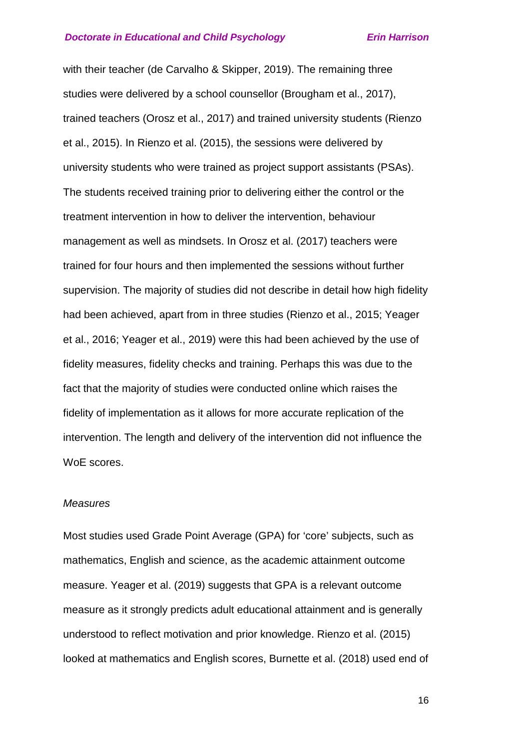with their teacher (de Carvalho & Skipper, 2019). The remaining three studies were delivered by a school counsellor (Brougham et al., 2017), trained teachers (Orosz et al., 2017) and trained university students (Rienzo et al., 2015). In Rienzo et al. (2015), the sessions were delivered by university students who were trained as project support assistants (PSAs). The students received training prior to delivering either the control or the treatment intervention in how to deliver the intervention, behaviour management as well as mindsets. In Orosz et al. (2017) teachers were trained for four hours and then implemented the sessions without further supervision. The majority of studies did not describe in detail how high fidelity had been achieved, apart from in three studies (Rienzo et al., 2015; Yeager et al., 2016; Yeager et al., 2019) were this had been achieved by the use of fidelity measures, fidelity checks and training. Perhaps this was due to the fact that the majority of studies were conducted online which raises the fidelity of implementation as it allows for more accurate replication of the intervention. The length and delivery of the intervention did not influence the WoE scores.

*Measures*

Most studies used Grade Point Average (GPA) for 'core' subjects, such as mathematics, English and science, as the academic attainment outcome measure. Yeager et al. (2019) suggests that GPA is a relevant outcome measure as it strongly predicts adult educational attainment and is generally understood to reflect motivation and prior knowledge. Rienzo et al. (2015) looked at mathematics and English scores, Burnette et al. (2018) used end of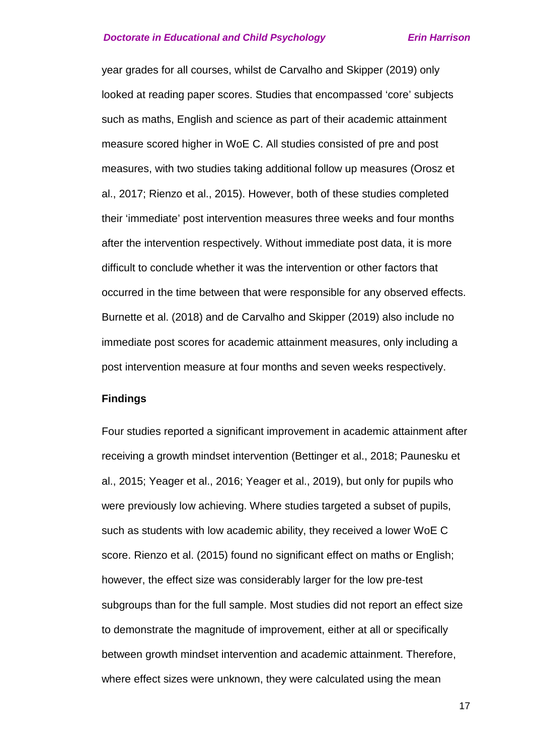year grades for all courses, whilst de Carvalho and Skipper (2019) only looked at reading paper scores. Studies that encompassed 'core' subjects such as maths, English and science as part of their academic attainment measure scored higher in WoE C. All studies consisted of pre and post measures, with two studies taking additional follow up measures (Orosz et al., 2017; Rienzo et al., 2015). However, both of these studies completed their 'immediate' post intervention measures three weeks and four months after the intervention respectively. Without immediate post data, it is more difficult to conclude whether it was the intervention or other factors that occurred in the time between that were responsible for any observed effects. Burnette et al. (2018) and de Carvalho and Skipper (2019) also include no immediate post scores for academic attainment measures, only including a post intervention measure at four months and seven weeks respectively.

**Findings**

Four studies reported a significant improvement in academic attainment after receiving a growth mindset intervention (Bettinger et al., 2018; Paunesku et al., 2015; Yeager et al., 2016; Yeager et al., 2019), but only for pupils who were previously low achieving. Where studies targeted a subset of pupils, such as students with low academic ability, they received a lower WoE C score. Rienzo et al. (2015) found no significant effect on maths or English; however, the effect size was considerably larger for the low pre-test subgroups than for the full sample. Most studies did not report an effect size to demonstrate the magnitude of improvement, either at all or specifically between growth mindset intervention and academic attainment. Therefore, where effect sizes were unknown, they were calculated using the mean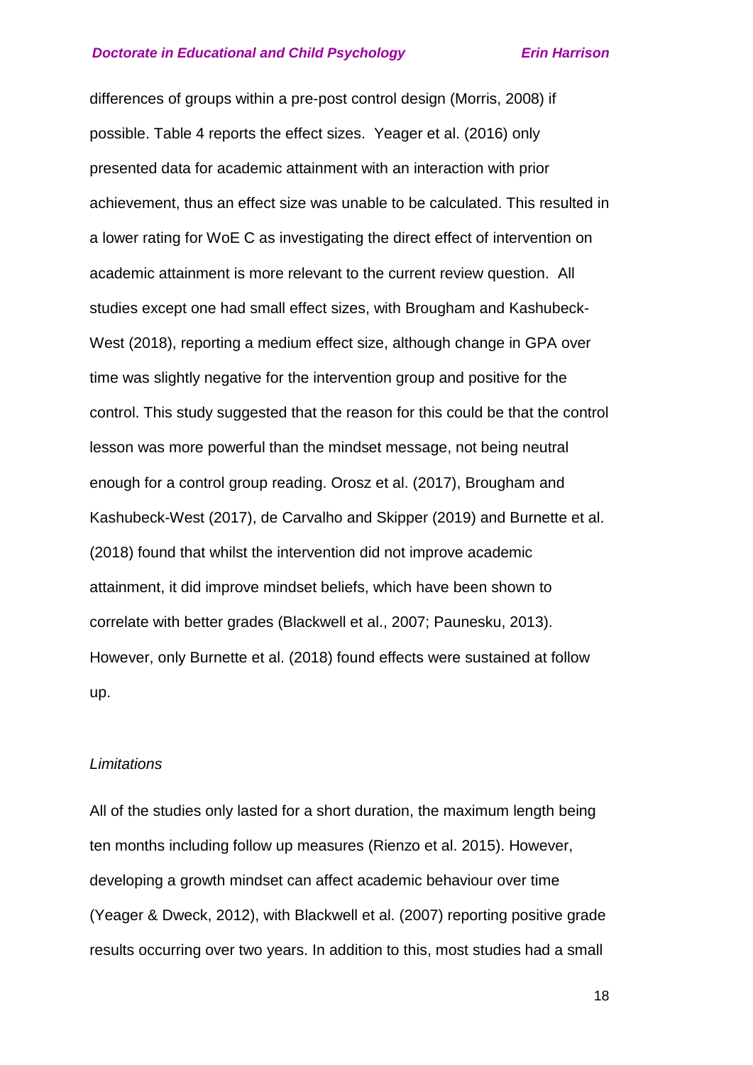differences of groups within a pre-post control design (Morris, 2008) if possible. Table 4 reports the effect sizes. Yeager et al. (2016) only presented data for academic attainment with an interaction with prior achievement, thus an effect size was unable to be calculated. This resulted in a lower rating for WoE C as investigating the direct effect of intervention on academic attainment is more relevant to the current review question. All studies except one had small effect sizes, with Brougham and Kashubeck-West (2018), reporting a medium effect size, although change in GPA over time was slightly negative for the intervention group and positive for the control. This study suggested that the reason for this could be that the control lesson was more powerful than the mindset message, not being neutral enough for a control group reading. Orosz et al. (2017), Brougham and Kashubeck-West (2017), de Carvalho and Skipper (2019) and Burnette et al. (2018) found that whilst the intervention did not improve academic attainment, it did improve mindset beliefs, which have been shown to correlate with better grades (Blackwell et al., 2007; Paunesku, 2013). However, only Burnette et al. (2018) found effects were sustained at follow up.

*Limitations*

All of the studies only lasted for a short duration, the maximum length being ten months including follow up measures (Rienzo et al. 2015). However, developing a growth mindset can affect academic behaviour over time (Yeager & Dweck, 2012), with Blackwell et al. (2007) reporting positive grade results occurring over two years. In addition to this, most studies had a small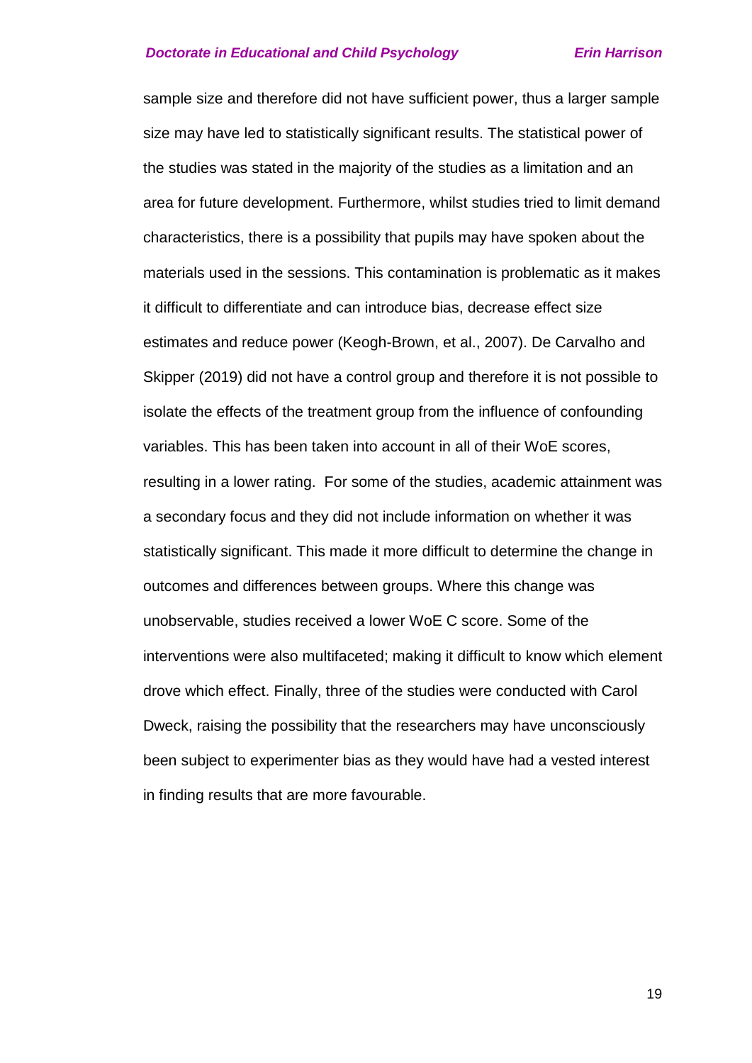sample size and therefore did not have sufficient power, thus a larger sample size may have led to statistically significant results. The statistical power of the studies was stated in the majority of the studies as a limitation and an area for future development. Furthermore, whilst studies tried to limit demand characteristics, there is a possibility that pupils may have spoken about the materials used in the sessions. This contamination is problematic as it makes it difficult to differentiate and can introduce bias, decrease effect size estimates and reduce power (Keogh-Brown, et al., 2007). De Carvalho and Skipper (2019) did not have a control group and therefore it is not possible to isolate the effects of the treatment group from the influence of confounding variables. This has been taken into account in all of their WoE scores, resulting in a lower rating. For some of the studies, academic attainment was a secondary focus and they did not include information on whether it was statistically significant. This made it more difficult to determine the change in outcomes and differences between groups. Where this change was unobservable, studies received a lower WoE C score. Some of the interventions were also multifaceted; making it difficult to know which element drove which effect. Finally, three of the studies were conducted with Carol Dweck, raising the possibility that the researchers may have unconsciously been subject to experimenter bias as they would have had a vested interest in finding results that are more favourable.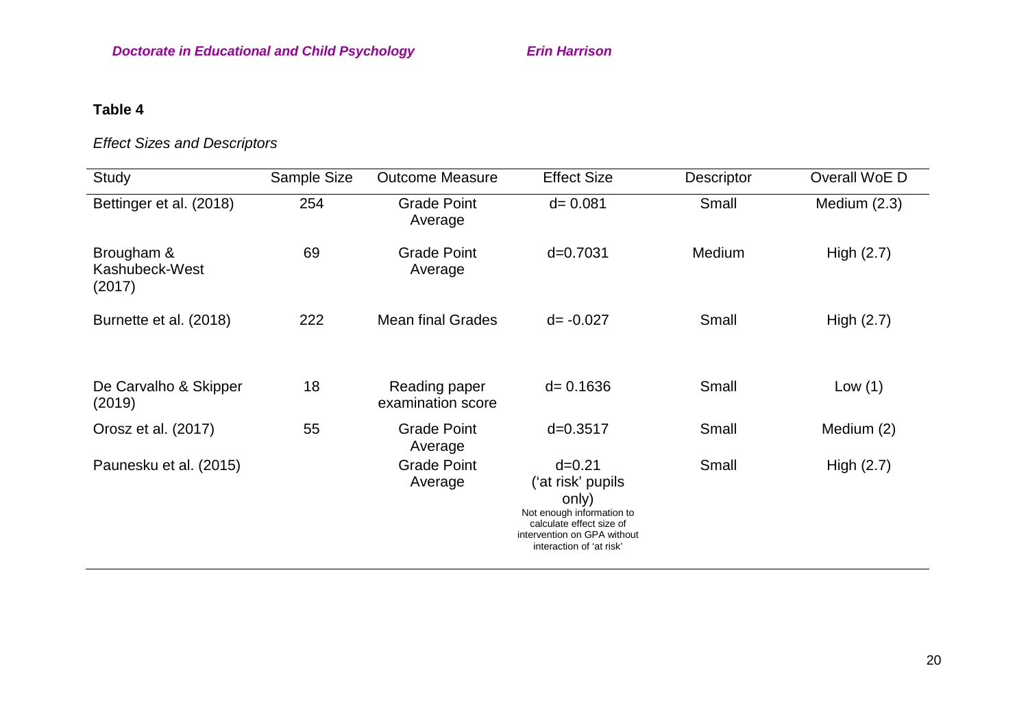**Table 4**

*Effect Sizes and Descriptors*

| Study | Sample Size | Outcome Measure | Effect Size | Descriptor | Overall WoE D |
|---|---|---|---|---|---|
| Bettinger et al. (2018) | 254 | Grade Point Average | d= 0.081 | Small | Medium (2.3) |
| Brougham & Kashubeck-West (2017) | 69 | Grade Point Average | d=0.7031 | Medium | High (2.7) |
| Burnette et al. (2018) | 222 | Mean final Grades | d= -0.027 | Small | High (2.7) |
| De Carvalho & Skipper (2019) | 18 | Reading paper examination score | d= 0.1636 | Small | Low (1) |
| Orosz et al. (2017) | 55 | Grade Point Average | d=0.3517 | Small | Medium (2) |
| Paunesku et al. (2015) | | Grade Point Average | d=0.21 ('at risk' pupils only) Not enough information to calculate effect size of intervention on GPA without interaction of 'at risk' | Small | High (2.7) |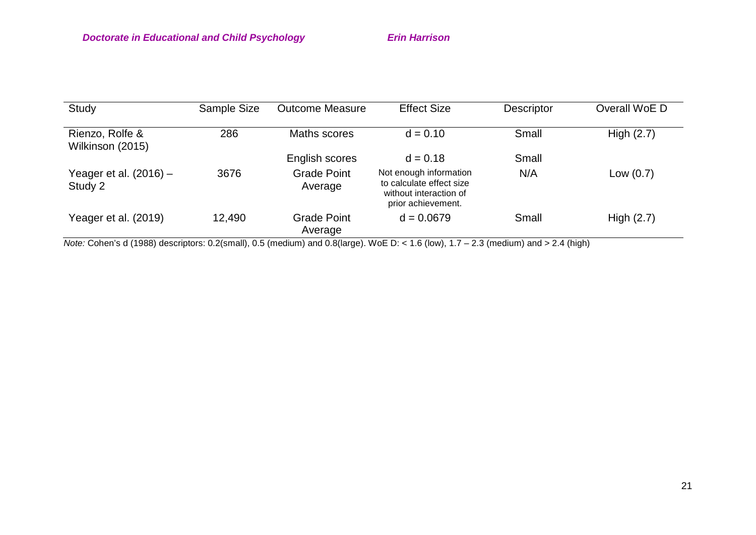| Study | Sample Size | Outcome Measure | Effect Size | Descriptor | Overall WoE D |
|---|---|---|---|---|---|
| Rienzo, Rolfe & Wilkinson (2015) | 286 | Maths scores | d = 0.10 | Small | High (2.7) |
| | | English scores | d = 0.18 | Small | |
| Yeager et al. (2016) – Study 2 | 3676 | Grade Point Average | Not enough information to calculate effect size without interaction of prior achievement. | N/A | Low (0.7) |
| Yeager et al. (2019) | 12,490 | Grade Point Average | d = 0.0679 | Small | High (2.7) |

*Note:* Cohen's d (1988) descriptors: 0.2(small), 0.5 (medium) and 0.8(large). WoE D: < 1.6 (low), 1.7 – 2.3 (medium) and > 2.4 (high)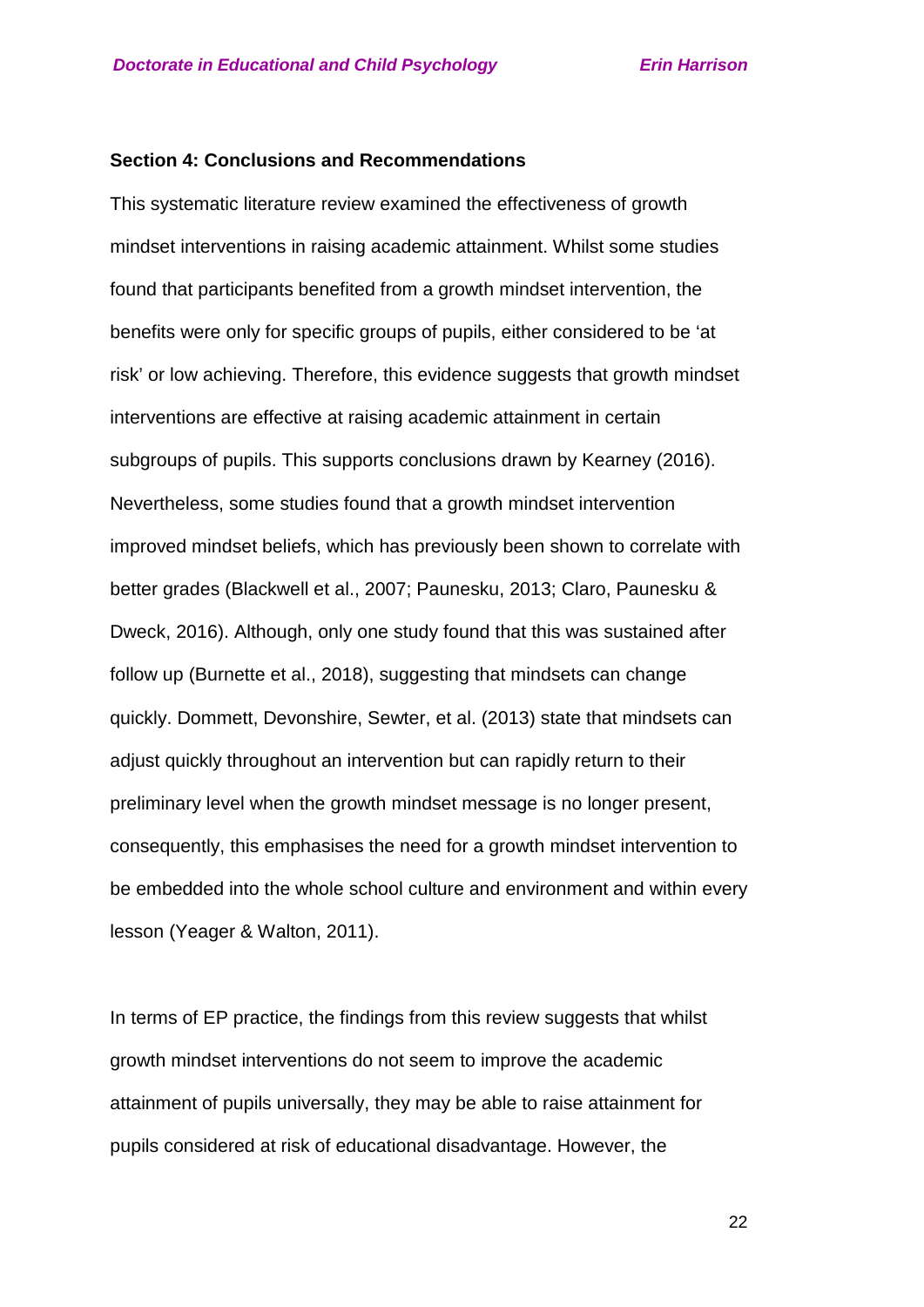**Section 4: Conclusions and Recommendations**

This systematic literature review examined the effectiveness of growth mindset interventions in raising academic attainment. Whilst some studies found that participants benefited from a growth mindset intervention, the benefits were only for specific groups of pupils, either considered to be 'at risk' or low achieving. Therefore, this evidence suggests that growth mindset interventions are effective at raising academic attainment in certain subgroups of pupils. This supports conclusions drawn by Kearney (2016). Nevertheless, some studies found that a growth mindset intervention improved mindset beliefs, which has previously been shown to correlate with better grades (Blackwell et al., 2007; Paunesku, 2013; Claro, Paunesku & Dweck, 2016). Although, only one study found that this was sustained after follow up (Burnette et al., 2018), suggesting that mindsets can change quickly. Dommett, Devonshire, Sewter, et al. (2013) state that mindsets can adjust quickly throughout an intervention but can rapidly return to their preliminary level when the growth mindset message is no longer present, consequently, this emphasises the need for a growth mindset intervention to be embedded into the whole school culture and environment and within every lesson (Yeager & Walton, 2011).

In terms of EP practice, the findings from this review suggests that whilst growth mindset interventions do not seem to improve the academic attainment of pupils universally, they may be able to raise attainment for pupils considered at risk of educational disadvantage. However, the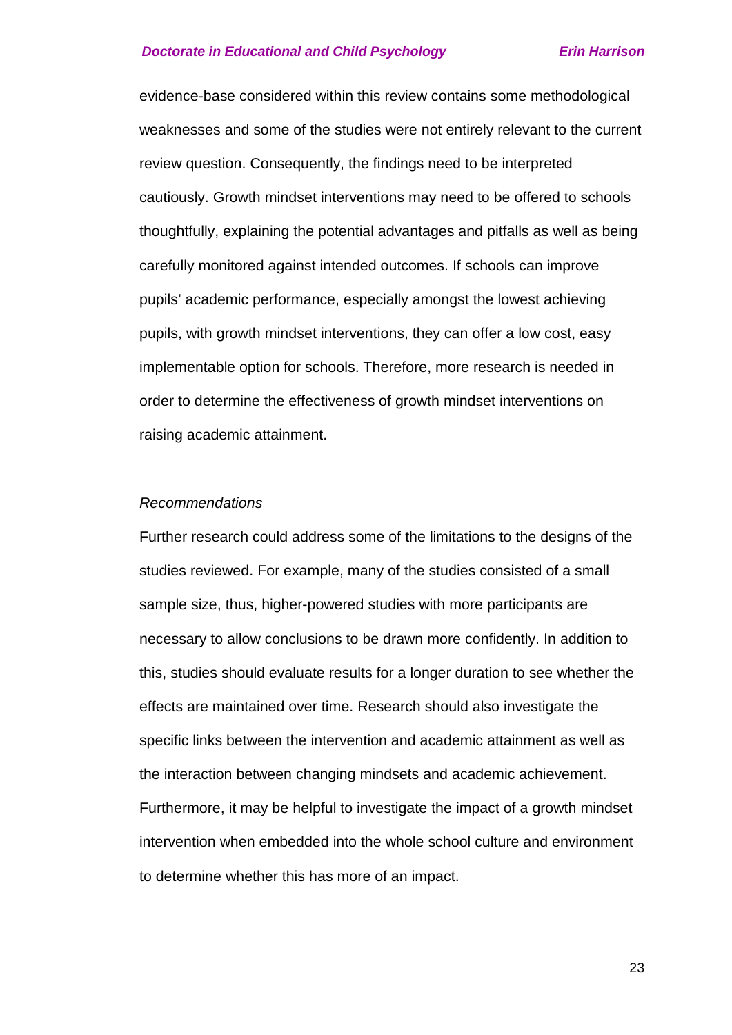evidence-base considered within this review contains some methodological weaknesses and some of the studies were not entirely relevant to the current review question. Consequently, the findings need to be interpreted cautiously. Growth mindset interventions may need to be offered to schools thoughtfully, explaining the potential advantages and pitfalls as well as being carefully monitored against intended outcomes. If schools can improve pupils' academic performance, especially amongst the lowest achieving pupils, with growth mindset interventions, they can offer a low cost, easy implementable option for schools. Therefore, more research is needed in order to determine the effectiveness of growth mindset interventions on raising academic attainment.

*Recommendations*

Further research could address some of the limitations to the designs of the studies reviewed. For example, many of the studies consisted of a small sample size, thus, higher-powered studies with more participants are necessary to allow conclusions to be drawn more confidently. In addition to this, studies should evaluate results for a longer duration to see whether the effects are maintained over time. Research should also investigate the specific links between the intervention and academic attainment as well as the interaction between changing mindsets and academic achievement. Furthermore, it may be helpful to investigate the impact of a growth mindset intervention when embedded into the whole school culture and environment to determine whether this has more of an impact.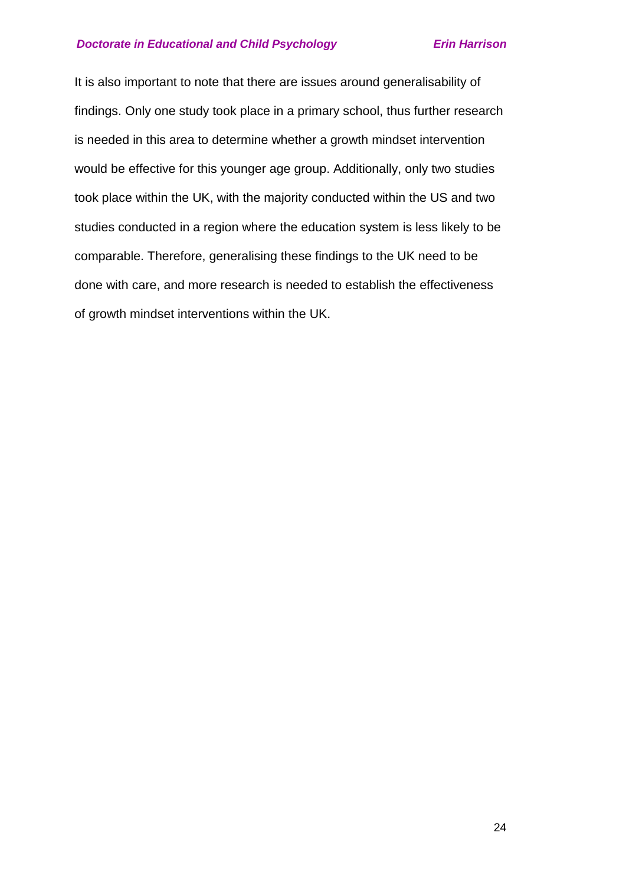It is also important to note that there are issues around generalisability of findings. Only one study took place in a primary school, thus further research is needed in this area to determine whether a growth mindset intervention would be effective for this younger age group. Additionally, only two studies took place within the UK, with the majority conducted within the US and two studies conducted in a region where the education system is less likely to be comparable. Therefore, generalising these findings to the UK need to be done with care, and more research is needed to establish the effectiveness of growth mindset interventions within the UK.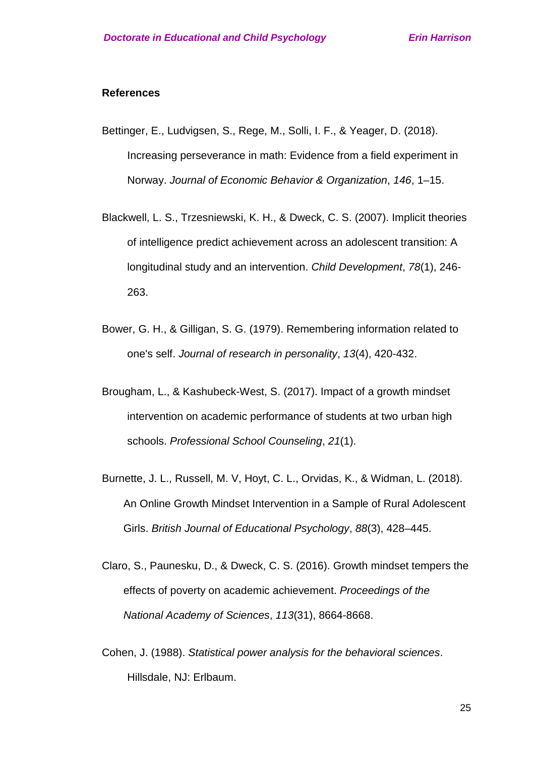**References**

Bettinger, E., Ludvigsen, S., Rege, M., Solli, I. F., & Yeager, D. (2018). Increasing perseverance in math: Evidence from a field experiment in Norway. *Journal of Economic Behavior & Organization*, *146*, 1–15.

Blackwell, L. S., Trzesniewski, K. H., & Dweck, C. S. (2007). Implicit theories of intelligence predict achievement across an adolescent transition: A longitudinal study and an intervention. *Child Development*, *78*(1), 246-263.

Bower, G. H., & Gilligan, S. G. (1979). Remembering information related to one's self. *Journal of research in personality*, *13*(4), 420-432.

Brougham, L., & Kashubeck-West, S. (2017). Impact of a growth mindset intervention on academic performance of students at two urban high schools. *Professional School Counseling*, *21*(1).

Burnette, J. L., Russell, M. V, Hoyt, C. L., Orvidas, K., & Widman, L. (2018). An Online Growth Mindset Intervention in a Sample of Rural Adolescent Girls. *British Journal of Educational Psychology*, *88*(3), 428–445.

Claro, S., Paunesku, D., & Dweck, C. S. (2016). Growth mindset tempers the effects of poverty on academic achievement. *Proceedings of the National Academy of Sciences*, *113*(31), 8664-8668.

Cohen, J. (1988). *Statistical power analysis for the behavioral sciences*. Hillsdale, NJ: Erlbaum.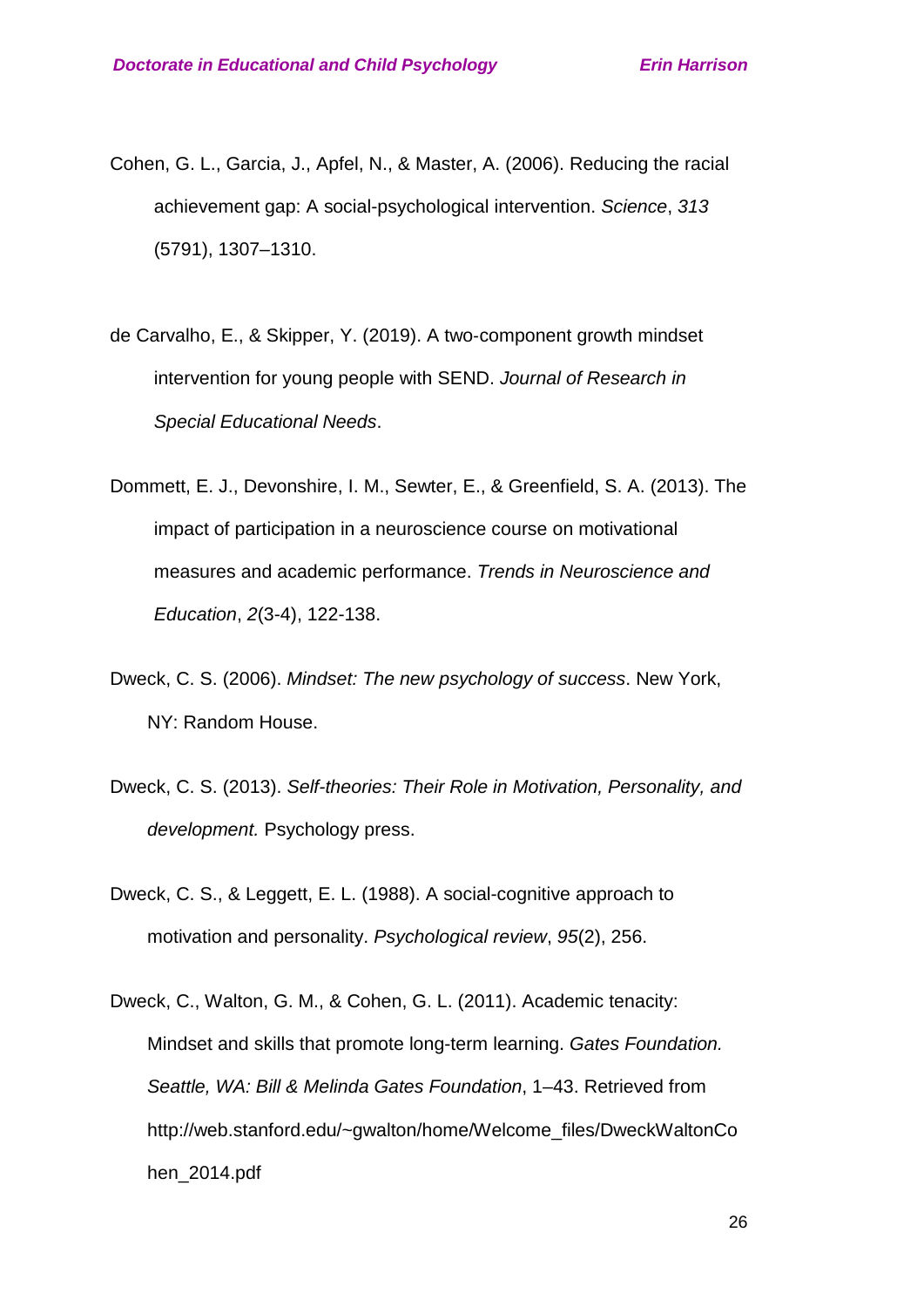Cohen, G. L., Garcia, J., Apfel, N., & Master, A. (2006). Reducing the racial achievement gap: A social-psychological intervention. *Science*, *313* (5791), 1307–1310.

de Carvalho, E., & Skipper, Y. (2019). A two-component growth mindset intervention for young people with SEND. *Journal of Research in Special Educational Needs*.

Dommett, E. J., Devonshire, I. M., Sewter, E., & Greenfield, S. A. (2013). The impact of participation in a neuroscience course on motivational measures and academic performance. *Trends in Neuroscience and Education*, *2*(3-4), 122-138.

Dweck, C. S. (2006). *Mindset: The new psychology of success*. New York, NY: Random House.

Dweck, C. S. (2013). *Self-theories: Their Role in Motivation, Personality, and development.* Psychology press.

Dweck, C. S., & Leggett, E. L. (1988). A social-cognitive approach to motivation and personality. *Psychological review*, *95*(2), 256.

Dweck, C., Walton, G. M., & Cohen, G. L. (2011). Academic tenacity: Mindset and skills that promote long-term learning. *Gates Foundation. Seattle, WA: Bill & Melinda Gates Foundation*, 1–43. Retrieved from http://web.stanford.edu/~gwalton/home/Welcome_files/DweckWaltonCohen_2014.pdf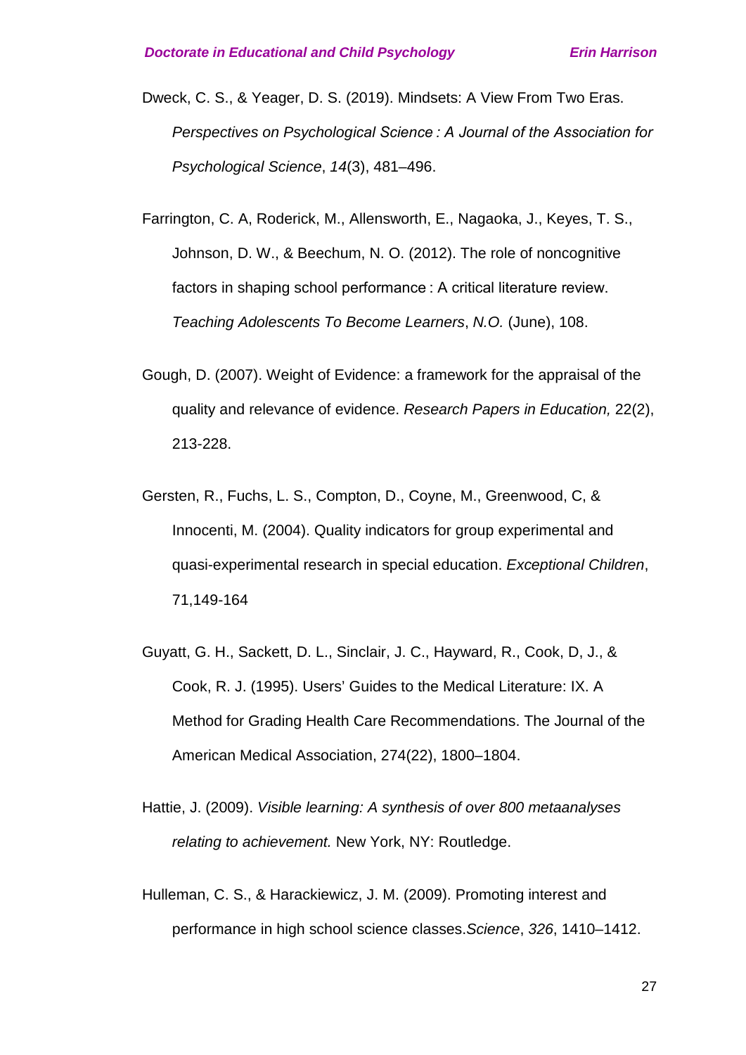Dweck, C. S., & Yeager, D. S. (2019). Mindsets: A View From Two Eras. *Perspectives on Psychological Science : A Journal of the Association for Psychological Science*, *14*(3), 481–496.

Farrington, C. A, Roderick, M., Allensworth, E., Nagaoka, J., Keyes, T. S., Johnson, D. W., & Beechum, N. O. (2012). The role of noncognitive factors in shaping school performance : A critical literature review. *Teaching Adolescents To Become Learners*, *N.O.* (June), 108.

Gough, D. (2007). Weight of Evidence: a framework for the appraisal of the quality and relevance of evidence. *Research Papers in Education,* 22(2), 213-228.

Gersten, R., Fuchs, L. S., Compton, D., Coyne, M., Greenwood, C, & Innocenti, M. (2004). Quality indicators for group experimental and quasi-experimental research in special education. *Exceptional Children*, 71,149-164

Guyatt, G. H., Sackett, D. L., Sinclair, J. C., Hayward, R., Cook, D, J., & Cook, R. J. (1995). Users' Guides to the Medical Literature: IX. A Method for Grading Health Care Recommendations. The Journal of the American Medical Association, 274(22), 1800–1804.

Hattie, J. (2009). *Visible learning: A synthesis of over 800 metaanalyses relating to achievement.* New York, NY: Routledge.

Hulleman, C. S., & Harackiewicz, J. M. (2009). Promoting interest and performance in high school science classes.*Science*, *326*, 1410–1412.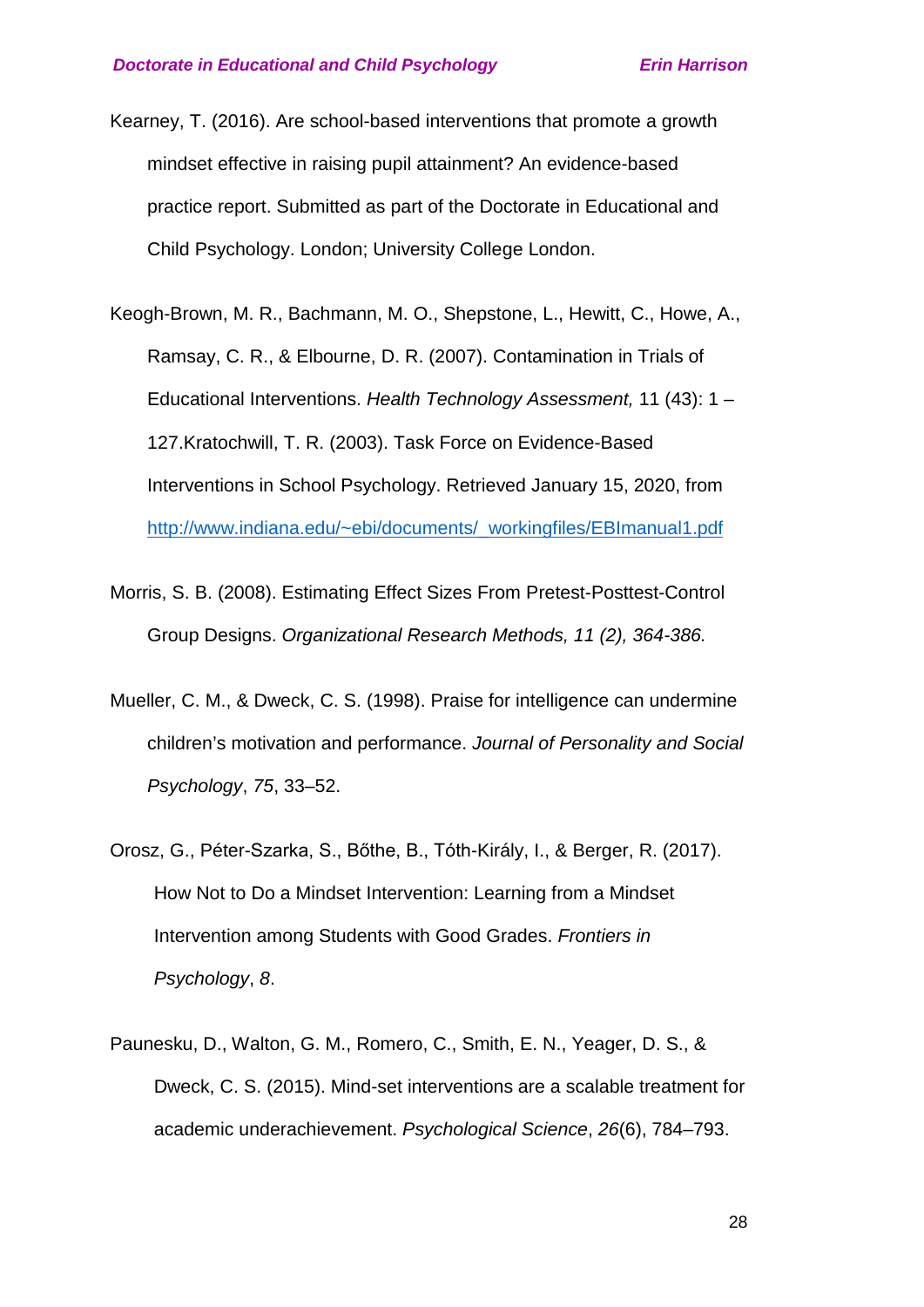Kearney, T. (2016). Are school-based interventions that promote a growth mindset effective in raising pupil attainment? An evidence-based practice report. Submitted as part of the Doctorate in Educational and Child Psychology. London; University College London.

Keogh-Brown, M. R., Bachmann, M. O., Shepstone, L., Hewitt, C., Howe, A., Ramsay, C. R., & Elbourne, D. R. (2007). Contamination in Trials of Educational Interventions. *Health Technology Assessment,* 11 (43): 1 – 127.Kratochwill, T. R. (2003). Task Force on Evidence-Based Interventions in School Psychology. Retrieved January 15, 2020, from http://www.indiana.edu/~ebi/documents/_workingfiles/EBImanual1.pdf

Morris, S. B. (2008). Estimating Effect Sizes From Pretest-Posttest-Control Group Designs. *Organizational Research Methods, 11 (2), 364-386.*

Mueller, C. M., & Dweck, C. S. (1998). Praise for intelligence can undermine children's motivation and performance. *Journal of Personality and Social Psychology*, *75*, 33–52.

Orosz, G., Péter-Szarka, S., Bőthe, B., Tóth-Király, I., & Berger, R. (2017). How Not to Do a Mindset Intervention: Learning from a Mindset Intervention among Students with Good Grades. *Frontiers in Psychology*, *8*.

Paunesku, D., Walton, G. M., Romero, C., Smith, E. N., Yeager, D. S., & Dweck, C. S. (2015). Mind-set interventions are a scalable treatment for academic underachievement. *Psychological Science*, *26*(6), 784–793.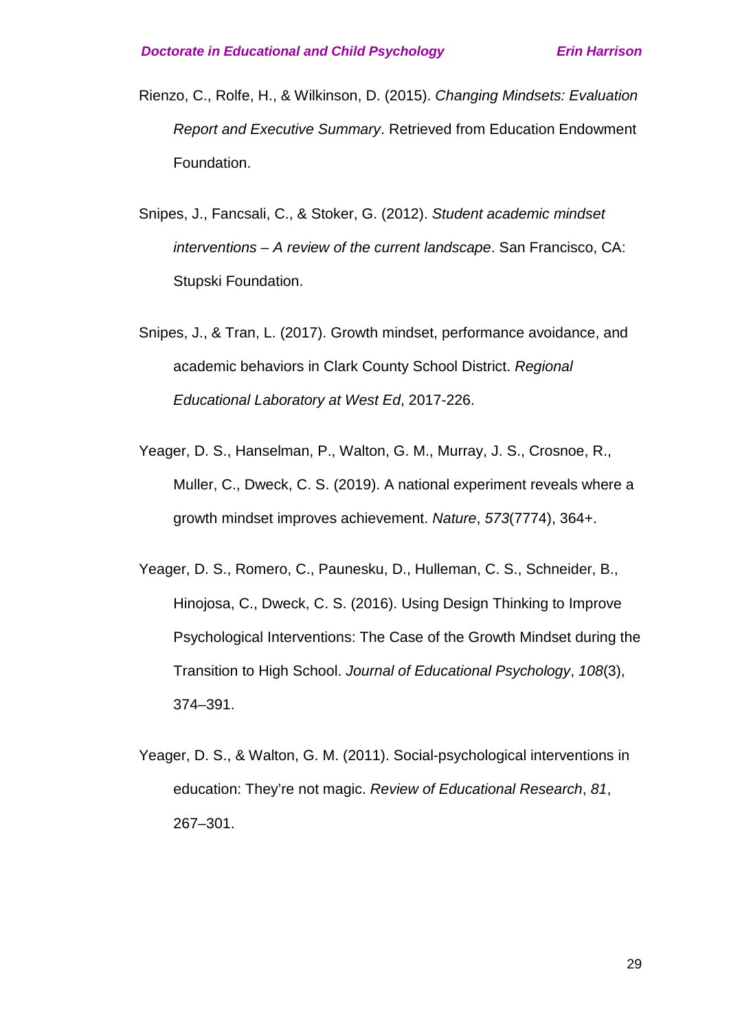Rienzo, C., Rolfe, H., & Wilkinson, D. (2015). *Changing Mindsets: Evaluation Report and Executive Summary*. Retrieved from Education Endowment Foundation.

Snipes, J., Fancsali, C., & Stoker, G. (2012). *Student academic mindset interventions – A review of the current landscape*. San Francisco, CA: Stupski Foundation.

Snipes, J., & Tran, L. (2017). Growth mindset, performance avoidance, and academic behaviors in Clark County School District. *Regional Educational Laboratory at West Ed*, 2017-226.

Yeager, D. S., Hanselman, P., Walton, G. M., Murray, J. S., Crosnoe, R., Muller, C., Dweck, C. S. (2019). A national experiment reveals where a growth mindset improves achievement. *Nature*, *573*(7774), 364+.

Yeager, D. S., Romero, C., Paunesku, D., Hulleman, C. S., Schneider, B., Hinojosa, C., Dweck, C. S. (2016). Using Design Thinking to Improve Psychological Interventions: The Case of the Growth Mindset during the Transition to High School. *Journal of Educational Psychology*, *108*(3), 374–391.

Yeager, D. S., & Walton, G. M. (2011). Social-psychological interventions in education: They're not magic. *Review of Educational Research*, *81*, 267–301.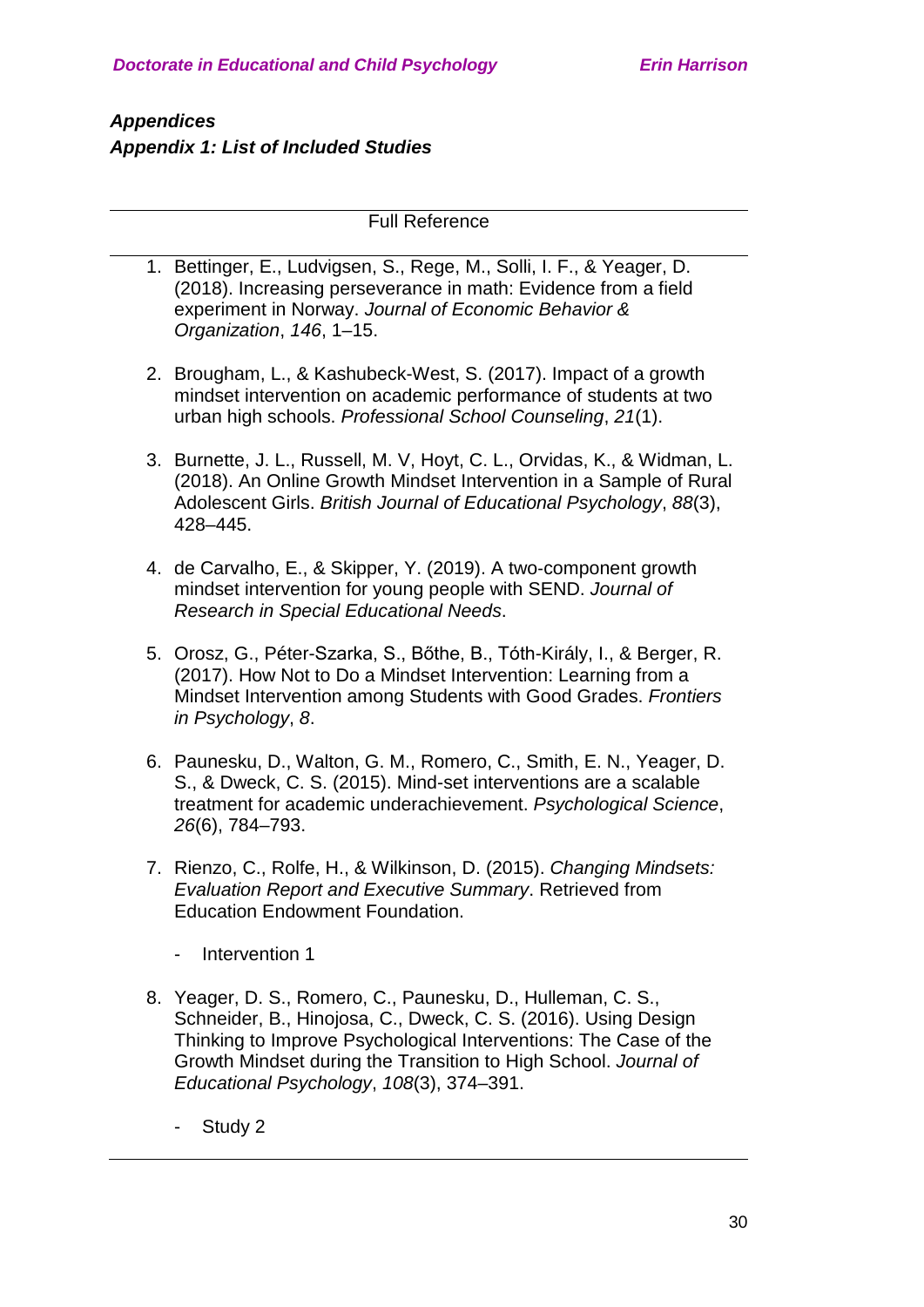***Appendices***

***Appendix 1: List of Included Studies***

| Full Reference |
|---|
| 1. Bettinger, E., Ludvigsen, S., Rege, M., Solli, I. F., & Yeager, D. (2018). Increasing perseverance in math: Evidence from a field experiment in Norway. *Journal of Economic Behavior & Organization*, *146*, 1–15. |
| 2. Brougham, L., & Kashubeck-West, S. (2017). Impact of a growth mindset intervention on academic performance of students at two urban high schools. *Professional School Counseling*, *21*(1). |
| 3. Burnette, J. L., Russell, M. V, Hoyt, C. L., Orvidas, K., & Widman, L. (2018). An Online Growth Mindset Intervention in a Sample of Rural Adolescent Girls. *British Journal of Educational Psychology*, *88*(3), 428–445. |
| 4. de Carvalho, E., & Skipper, Y. (2019). A two-component growth mindset intervention for young people with SEND. *Journal of Research in Special Educational Needs*. |
| 5. Orosz, G., Péter-Szarka, S., Bőthe, B., Tóth-Király, I., & Berger, R. (2017). How Not to Do a Mindset Intervention: Learning from a Mindset Intervention among Students with Good Grades. *Frontiers in Psychology*, *8*. |
| 6. Paunesku, D., Walton, G. M., Romero, C., Smith, E. N., Yeager, D. S., & Dweck, C. S. (2015). Mind-set interventions are a scalable treatment for academic underachievement. *Psychological Science*, *26*(6), 784–793. |
| 7. Rienzo, C., Rolfe, H., & Wilkinson, D. (2015). *Changing Mindsets: Evaluation Report and Executive Summary*. Retrieved from Education Endowment Foundation. <br> - Intervention 1 |
| 8. Yeager, D. S., Romero, C., Paunesku, D., Hulleman, C. S., Schneider, B., Hinojosa, C., Dweck, C. S. (2016). Using Design Thinking to Improve Psychological Interventions: The Case of the Growth Mindset during the Transition to High School. *Journal of Educational Psychology*, *108*(3), 374–391. <br> - Study 2 |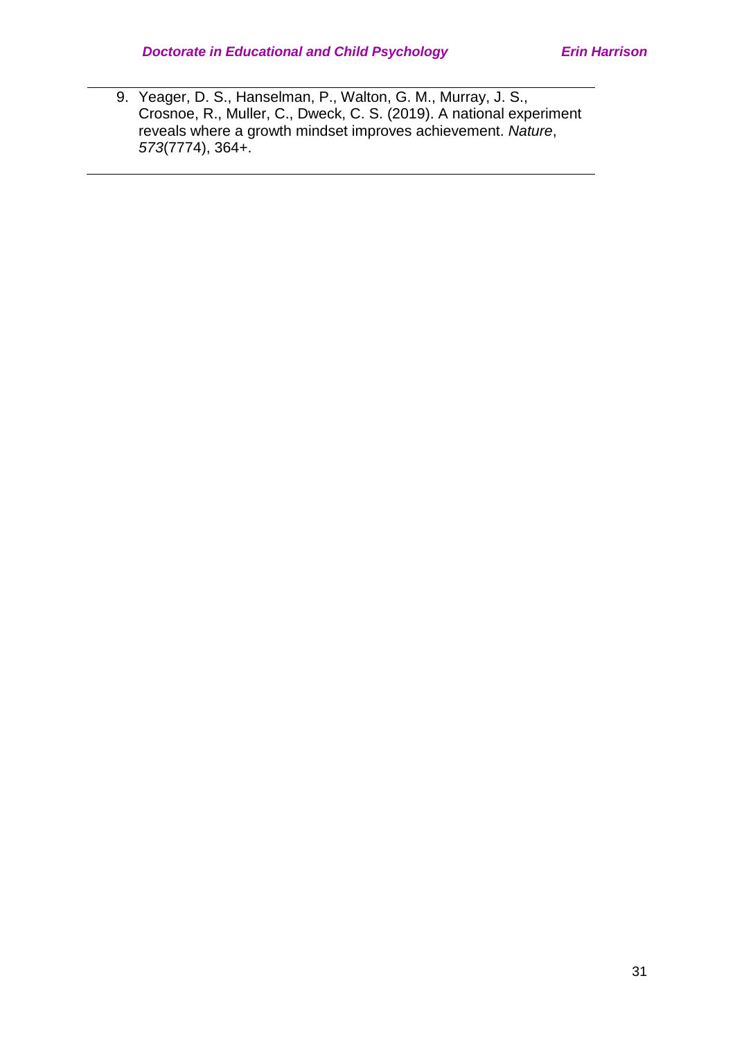9. Yeager, D. S., Hanselman, P., Walton, G. M., Murray, J. S., Crosnoe, R., Muller, C., Dweck, C. S. (2019). A national experiment reveals where a growth mindset improves achievement. *Nature*, *573*(7774), 364+.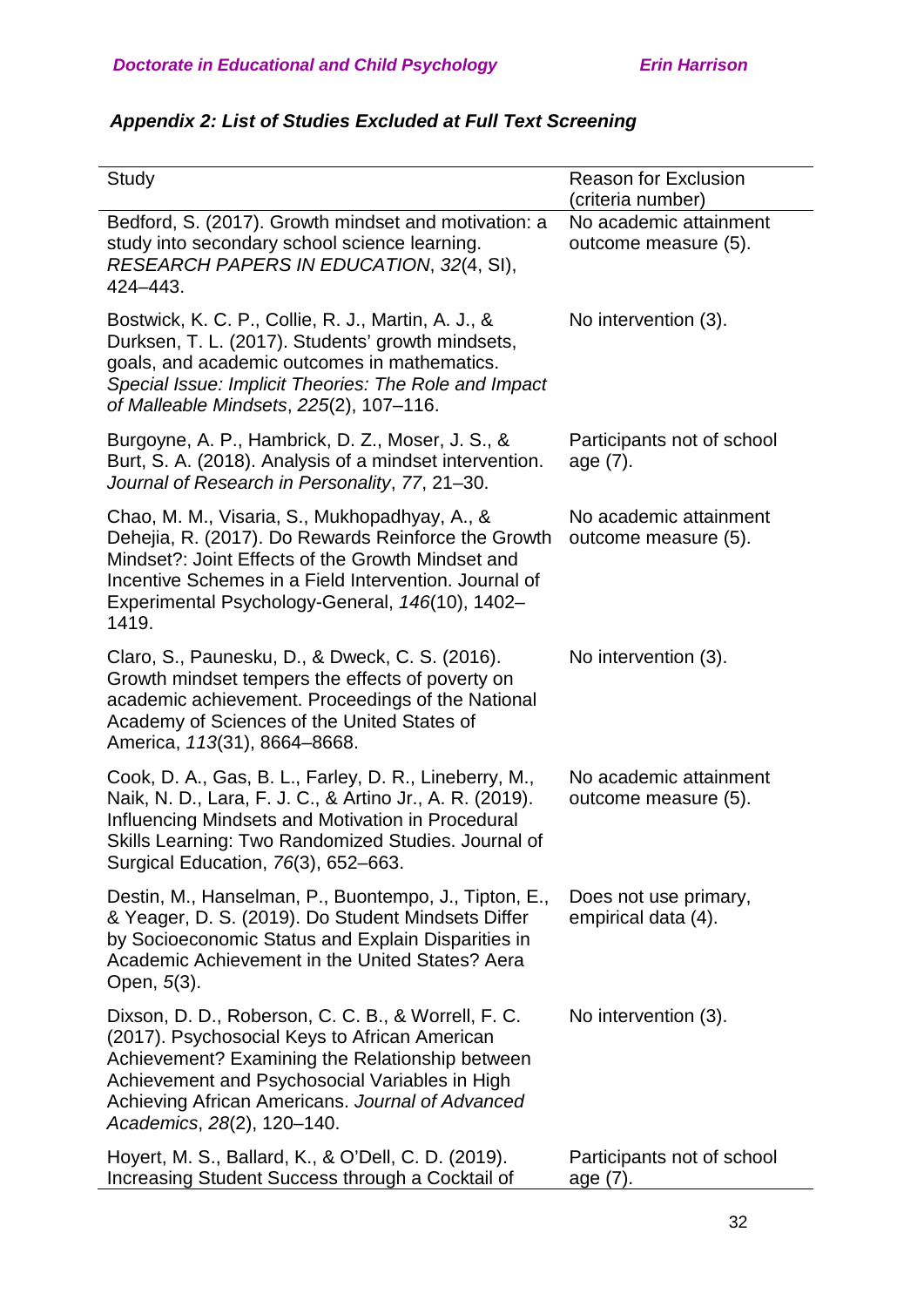***Appendix 2: List of Studies Excluded at Full Text Screening***

| Study | Reason for Exclusion (criteria number) |
|---|---|
| Bedford, S. (2017). Growth mindset and motivation: a study into secondary school science learning. *RESEARCH PAPERS IN EDUCATION*, *32*(4, SI), 424–443. | No academic attainment outcome measure (5). |
| Bostwick, K. C. P., Collie, R. J., Martin, A. J., & Durksen, T. L. (2017). Students' growth mindsets, goals, and academic outcomes in mathematics. *Special Issue: Implicit Theories: The Role and Impact of Malleable Mindsets*, *225*(2), 107–116. | No intervention (3). |
| Burgoyne, A. P., Hambrick, D. Z., Moser, J. S., & Burt, S. A. (2018). Analysis of a mindset intervention. *Journal of Research in Personality*, *77*, 21–30. | Participants not of school age (7). |
| Chao, M. M., Visaria, S., Mukhopadhyay, A., & Dehejia, R. (2017). Do Rewards Reinforce the Growth Mindset?: Joint Effects of the Growth Mindset and Incentive Schemes in a Field Intervention. Journal of Experimental Psychology-General, *146*(10), 1402–1419. | No academic attainment outcome measure (5). |
| Claro, S., Paunesku, D., & Dweck, C. S. (2016). Growth mindset tempers the effects of poverty on academic achievement. Proceedings of the National Academy of Sciences of the United States of America, *113*(31), 8664–8668. | No intervention (3). |
| Cook, D. A., Gas, B. L., Farley, D. R., Lineberry, M., Naik, N. D., Lara, F. J. C., & Artino Jr., A. R. (2019). Influencing Mindsets and Motivation in Procedural Skills Learning: Two Randomized Studies. Journal of Surgical Education, *76*(3), 652–663. | No academic attainment outcome measure (5). |
| Destin, M., Hanselman, P., Buontempo, J., Tipton, E., & Yeager, D. S. (2019). Do Student Mindsets Differ by Socioeconomic Status and Explain Disparities in Academic Achievement in the United States? Aera Open, *5*(3). | Does not use primary, empirical data (4). |
| Dixson, D. D., Roberson, C. C. B., & Worrell, F. C. (2017). Psychosocial Keys to African American Achievement? Examining the Relationship between Achievement and Psychosocial Variables in High Achieving African Americans. *Journal of Advanced Academics*, *28*(2), 120–140. | No intervention (3). |
| Hoyert, M. S., Ballard, K., & O'Dell, C. D. (2019). Increasing Student Success through a Cocktail of | Participants not of school age (7). |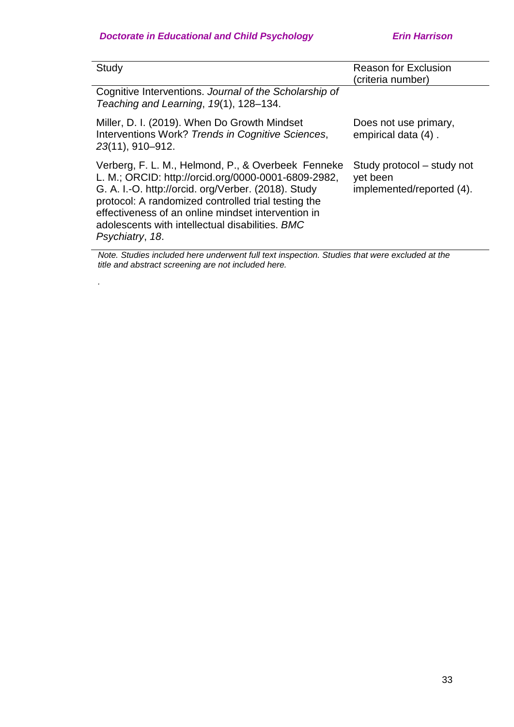| Study | Reason for Exclusion (criteria number) |
|---|---|
| Cognitive Interventions. *Journal of the Scholarship of Teaching and Learning*, *19*(1), 128–134. | |
| Miller, D. I. (2019). When Do Growth Mindset Interventions Work? *Trends in Cognitive Sciences*, *23*(11), 910–912. | Does not use primary, empirical data (4) . |
| Verberg, F. L. M., Helmond, P., & Overbeek Fenneke L. M.; ORCID: http://orcid.org/0000-0001-6809-2982, G. A. I.-O. http://orcid. org/Verber. (2018). Study protocol: A randomized controlled trial testing the effectiveness of an online mindset intervention in adolescents with intellectual disabilities. *BMC Psychiatry*, *18*. | Study protocol – study not yet been implemented/reported (4). |

*Note. Studies included here underwent full text inspection. Studies that were excluded at the title and abstract screening are not included here.*

.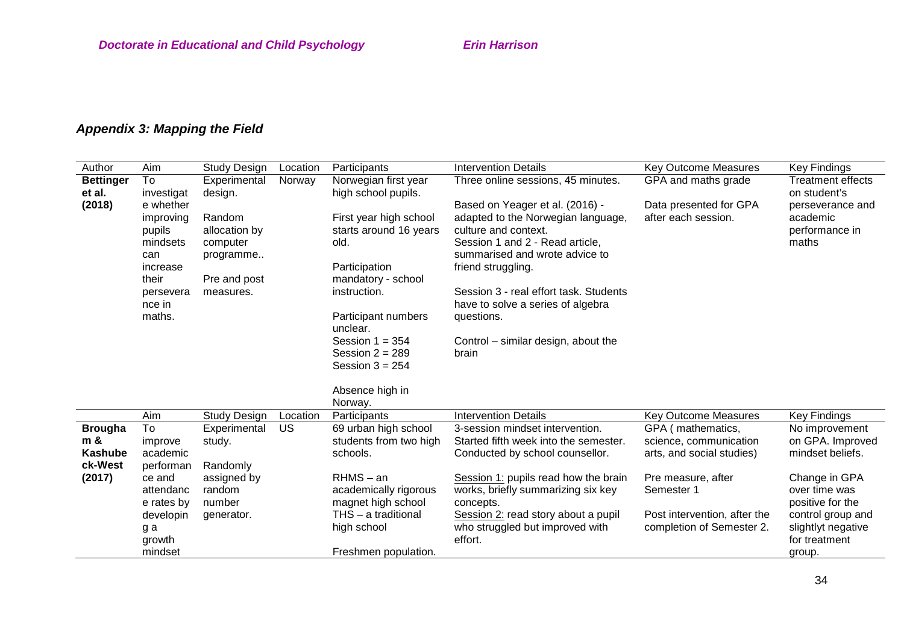### *Appendix 3: Mapping the Field*

| Author | Aim | Study Design | Location | Participants | Intervention Details | Key Outcome Measures | Key Findings |
|---|---|---|---|---|---|---|---|
| **Bettinger et al. (2018)** | To investigate whether improving pupils mindsets can increase their perseverance in maths. | Experimental design.<br><br>Random allocation by computer programme..<br><br>Pre and post measures. | Norway | Norwegian first year high school pupils.<br><br>First year high school starts around 16 years old.<br><br>Participation mandatory - school instruction.<br><br>Participant numbers unclear.<br>Session 1 = 354<br>Session 2 = 289<br>Session 3 = 254<br><br>Absence high in Norway. | Three online sessions, 45 minutes.<br><br>Based on Yeager et al. (2016) - adapted to the Norwegian language, culture and context.<br>Session 1 and 2 - Read article, summarised and wrote advice to friend struggling.<br><br>Session 3 - real effort task. Students have to solve a series of algebra questions.<br><br>Control – similar design, about the brain | GPA and maths grade<br><br>Data presented for GPA after each session. | Treatment effects on student's perseverance and academic performance in maths |
| | Aim | Study Design | Location | Participants | Intervention Details | Key Outcome Measures | Key Findings |
| **Brougham & Kashubeck-West (2017)** | To improve academic performance and attendance rates by developing a growth mindset | Experimental study.<br><br>Randomly assigned by random number generator. | US | 69 urban high school students from two high schools.<br><br>RHMS – an academically rigorous magnet high school<br>THS – a traditional high school<br><br>Freshmen population. | 3-session mindset intervention. Started fifth week into the semester. Conducted by school counsellor.<br><br>Session 1: pupils read how the brain works, briefly summarizing six key concepts.<br>Session 2: read story about a pupil who struggled but improved with effort. | GPA ( mathematics, science, communication arts, and social studies)<br><br>Pre measure, after Semester 1<br><br>Post intervention, after the completion of Semester 2. | No improvement on GPA. Improved mindset beliefs.<br><br>Change in GPA over time was positive for the control group and slightlyt negative for treatment group. |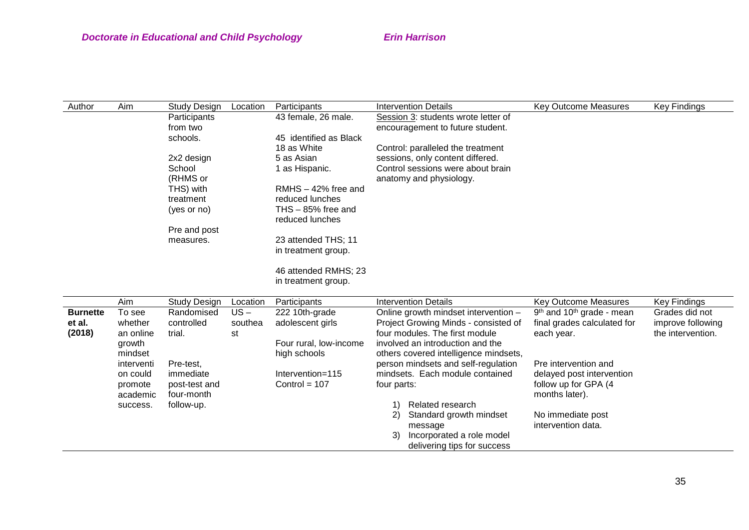| Author | Aim | Study Design | Location | Participants | Intervention Details | Key Outcome Measures | Key Findings |
|---|---|---|---|---|---|---|---|
| | | Participants from two schools.<br><br>2x2 design School (RHMS or THS) with treatment (yes or no)<br><br>Pre and post measures. | | 43 female, 26 male.<br><br>45 identified as Black<br>18 as White<br>5 as Asian<br>1 as Hispanic.<br><br>RMHS – 42% free and reduced lunches<br>THS – 85% free and reduced lunches<br><br>23 attended THS; 11 in treatment group.<br><br>46 attended RMHS; 23 in treatment group. | Session 3: students wrote letter of encouragement to future student.<br><br>Control: paralleled the treatment sessions, only content differed. Control sessions were about brain anatomy and physiology. | | |

| | Aim | Study Design | Location | Participants | Intervention Details | Key Outcome Measures | Key Findings |
|---|---|---|---|---|---|---|---|
| **Burnette et al. (2018)** | To see whether an online growth mindset intervention could promote academic success. | Randomised controlled trial.<br><br>Pre-test, immediate post-test and four-month follow-up. | US – southeast | 222 10th-grade adolescent girls<br><br>Four rural, low-income high schools<br><br>Intervention=115<br>Control = 107 | Online growth mindset intervention – Project Growing Minds - consisted of four modules. The first module involved an introduction and the others covered intelligence mindsets, person mindsets and self-regulation mindsets. Each module contained four parts:<br><br>1) Related research<br>2) Standard growth mindset message<br>3) Incorporated a role model delivering tips for success | 9th and 10th grade - mean final grades calculated for each year.<br><br>Pre intervention and delayed post intervention follow up for GPA (4 months later).<br><br>No immediate post intervention data. | Grades did not improve following the intervention. |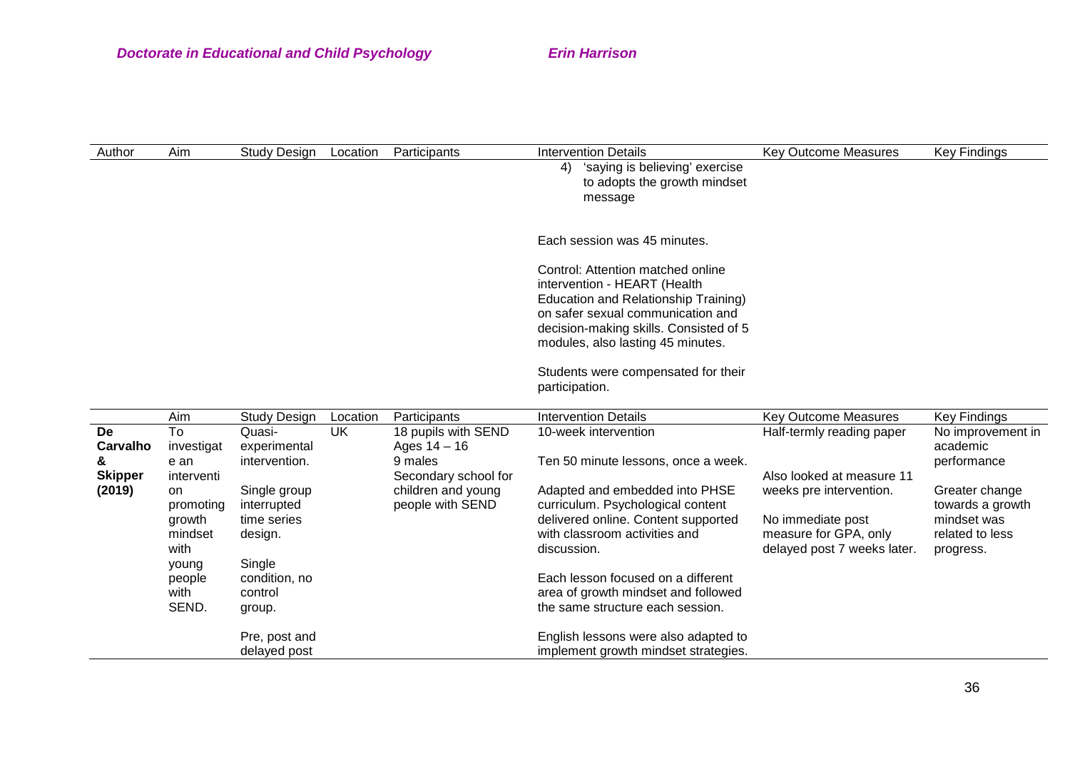| Author | Aim | Study Design | Location | Participants | Intervention Details | Key Outcome Measures | Key Findings |
|---|---|---|---|---|---|---|---|
| | | | | | 4) 'saying is believing' exercise to adopts the growth mindset message<br><br>Each session was 45 minutes.<br><br>Control: Attention matched online intervention - HEART (Health Education and Relationship Training) on safer sexual communication and decision-making skills. Consisted of 5 modules, also lasting 45 minutes.<br><br>Students were compensated for their participation. | | |
| | **Aim** | **Study Design** | **Location** | **Participants** | **Intervention Details** | **Key Outcome Measures** | **Key Findings** |
| **De Carvalho & Skipper (2019)** | To investigate an intervention promoting growth mindset with young people with SEND. | Quasi-experimental intervention.<br><br>Single group interrupted time series design.<br><br>Single condition, no control group.<br><br>Pre, post and delayed post | UK | 18 pupils with SEND<br>Ages 14 – 16<br>9 males<br>Secondary school for children and young people with SEND | 10-week intervention<br><br>Ten 50 minute lessons, once a week.<br><br>Adapted and embedded into PHSE curriculum. Psychological content delivered online. Content supported with classroom activities and discussion.<br><br>Each lesson focused on a different area of growth mindset and followed the same structure each session.<br><br>English lessons were also adapted to implement growth mindset strategies. | Half-termly reading paper<br><br>Also looked at measure 11 weeks pre intervention.<br><br>No immediate post measure for GPA, only delayed post 7 weeks later. | No improvement in academic performance<br><br>Greater change towards a growth mindset was related to less progress. |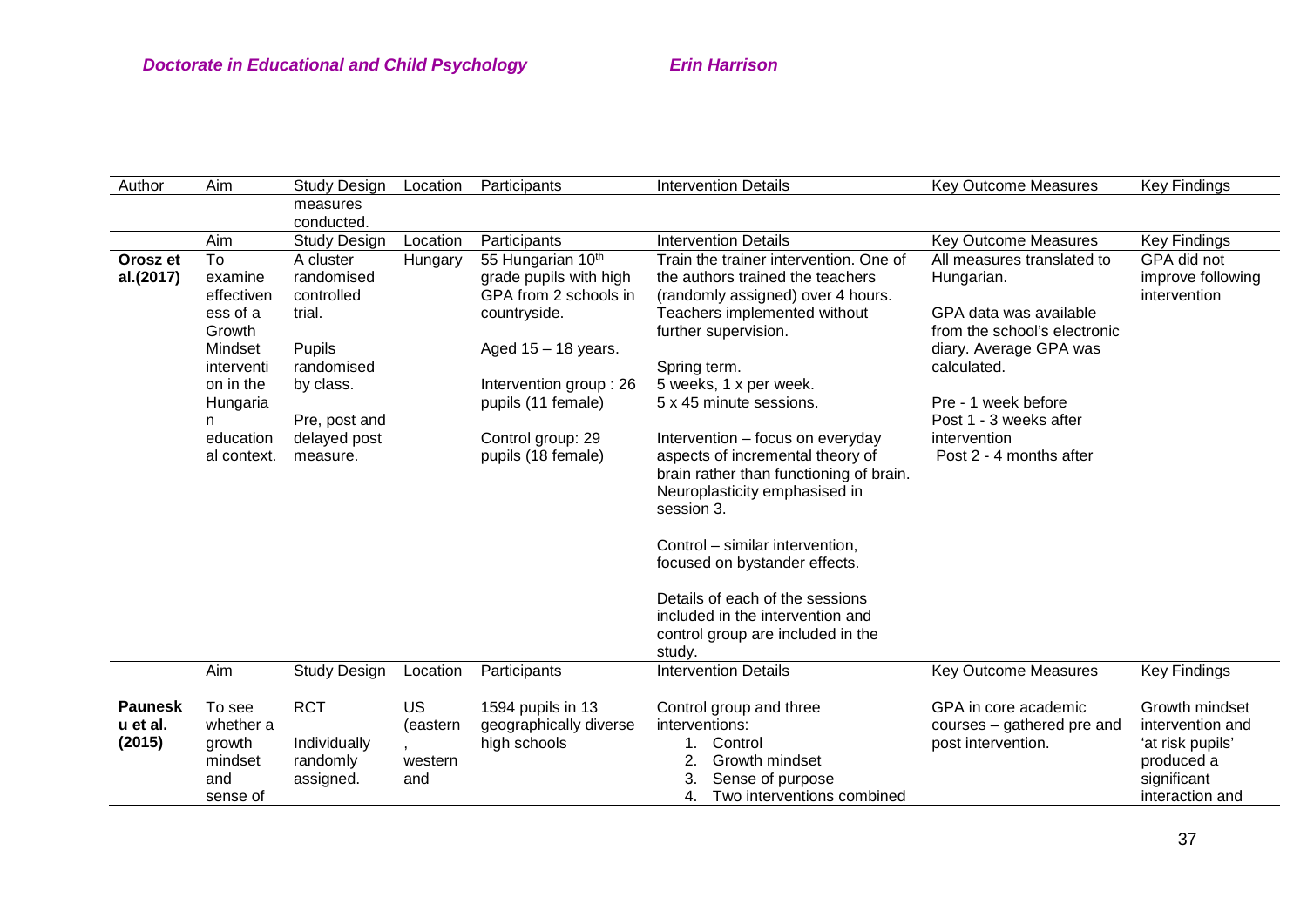| Author | Aim | Study Design | Location | Participants | Intervention Details | Key Outcome Measures | Key Findings |
|---|---|---|---|---|---|---|---|
| | | measures conducted. | | | | | |
| | Aim | Study Design | Location | Participants | Intervention Details | Key Outcome Measures | Key Findings |
| **Orosz et al.(2017)** | To examine effectiveness of a Growth Mindset intervention in the Hungarian education al context. | A cluster randomised controlled trial.<br><br>Pupils randomised by class.<br><br>Pre, post and delayed post measure. | Hungary | 55 Hungarian 10th grade pupils with high GPA from 2 schools in countryside.<br><br>Aged 15 – 18 years.<br><br>Intervention group : 26 pupils (11 female)<br><br>Control group: 29 pupils (18 female) | Train the trainer intervention. One of the authors trained the teachers (randomly assigned) over 4 hours. Teachers implemented without further supervision.<br><br>Spring term.<br>5 weeks, 1 x per week.<br>5 x 45 minute sessions.<br><br>Intervention – focus on everyday aspects of incremental theory of brain rather than functioning of brain. Neuroplasticity emphasised in session 3.<br><br>Control – similar intervention, focused on bystander effects.<br><br>Details of each of the sessions included in the intervention and control group are included in the study. | All measures translated to Hungarian.<br><br>GPA data was available from the school's electronic diary. Average GPA was calculated.<br><br>Pre - 1 week before<br>Post 1 - 3 weeks after intervention<br>Post 2 - 4 months after | GPA did not improve following intervention |
| | Aim | Study Design | Location | Participants | Intervention Details | Key Outcome Measures | Key Findings |
| **Paunesku et al. (2015)** | To see whether a growth mindset and sense of | RCT<br><br>Individually randomly assigned. | US (eastern, western and | 1594 pupils in 13 geographically diverse high schools | Control group and three interventions:<br>1. Control<br>2. Growth mindset<br>3. Sense of purpose<br>4. Two interventions combined | GPA in core academic courses – gathered pre and post intervention. | Growth mindset intervention and 'at risk pupils' produced a significant interaction and |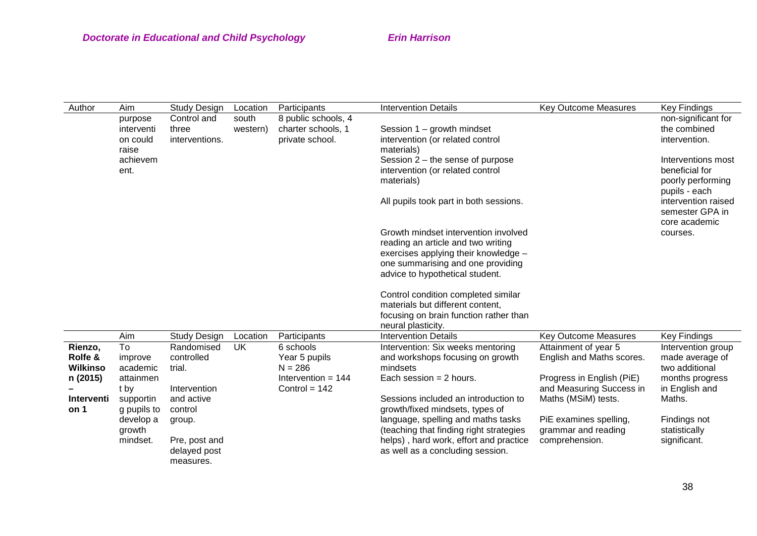| Author | Aim | Study Design | Location | Participants | Intervention Details | Key Outcome Measures | Key Findings |
|---|---|---|---|---|---|---|---|
| | purpose intervention could raise achievement. | Control and three interventions. | south western) | 8 public schools, 4 charter schools, 1 private school. | Session 1 – growth mindset intervention (or related control materials)<br>Session 2 – the sense of purpose intervention (or related control materials)<br><br>All pupils took part in both sessions.<br><br>Growth mindset intervention involved reading an article and two writing exercises applying their knowledge – one summarising and one providing advice to hypothetical student.<br><br>Control condition completed similar materials but different content, focusing on brain function rather than neural plasticity. | | non-significant for the combined intervention.<br><br>Interventions most beneficial for poorly performing pupils - each intervention raised semester GPA in core academic courses. |
| | **Aim** | **Study Design** | **Location** | **Participants** | **Intervention Details** | **Key Outcome Measures** | **Key Findings** |
| **Rienzo, Rolfe & Wilkinson (2015) – Intervention 1** | To improve academic attainment by supporting pupils to develop a growth mindset. | Randomised controlled trial.<br><br>Intervention and active control group.<br><br>Pre, post and delayed post measures. | UK | 6 schools<br>Year 5 pupils<br>N = 286<br>Intervention = 144<br>Control = 142 | Intervention: Six weeks mentoring and workshops focusing on growth mindsets<br>Each session = 2 hours.<br><br>Sessions included an introduction to growth/fixed mindsets, types of language, spelling and maths tasks (teaching that finding right strategies helps) , hard work, effort and practice as well as a concluding session. | Attainment of year 5 English and Maths scores.<br><br>Progress in English (PiE) and Measuring Success in Maths (MSiM) tests.<br><br>PiE examines spelling, grammar and reading comprehension. | Intervention group made average of two additional months progress in English and Maths.<br><br>Findings not statistically significant. |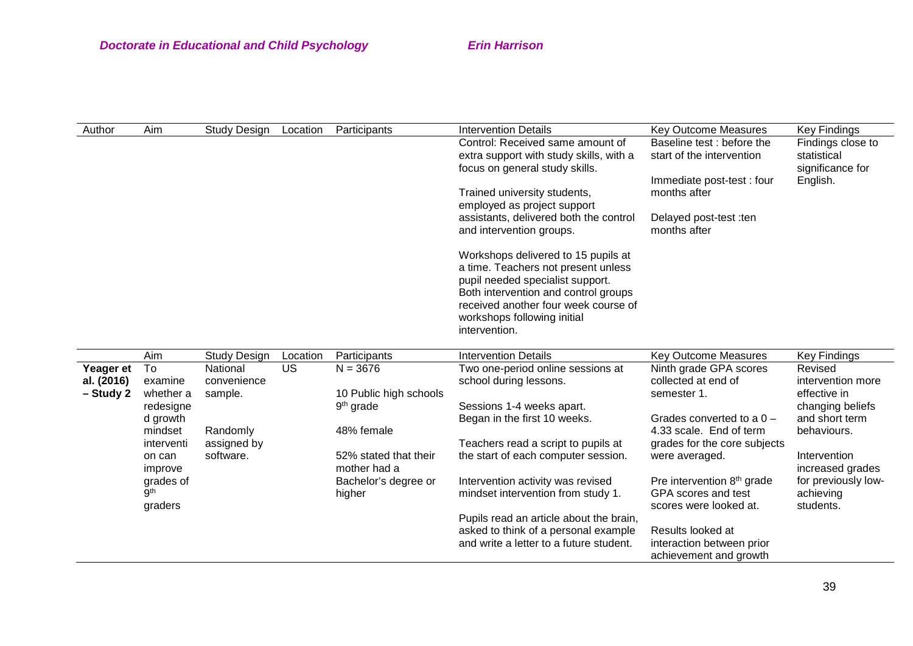| Author | Aim | Study Design | Location | Participants | Intervention Details | Key Outcome Measures | Key Findings |
|---|---|---|---|---|---|---|---|
| | | | | | Control: Received same amount of extra support with study skills, with a focus on general study skills.<br><br>Trained university students, employed as project support assistants, delivered both the control and intervention groups.<br><br>Workshops delivered to 15 pupils at a time. Teachers not present unless pupil needed specialist support. Both intervention and control groups received another four week course of workshops following initial intervention. | Baseline test : before the start of the intervention<br><br>Immediate post-test : four months after<br><br>Delayed post-test :ten months after | Findings close to statistical significance for English. |

| | Aim | Study Design | Location | Participants | Intervention Details | Key Outcome Measures | Key Findings |
|---|---|---|---|---|---|---|---|
| **Yeager et al. (2016) – Study 2** | To examine whether a redesigned growth mindset intervention can improve grades of 9th graders | National convenience sample.<br><br>Randomly assigned by software. | US | N = 3676<br><br>10 Public high schools 9th grade<br><br>48% female<br><br>52% stated that their mother had a Bachelor's degree or higher | Two one-period online sessions at school during lessons.<br><br>Sessions 1-4 weeks apart. Began in the first 10 weeks.<br><br>Teachers read a script to pupils at the start of each computer session.<br><br>Intervention activity was revised mindset intervention from study 1.<br><br>Pupils read an article about the brain, asked to think of a personal example and write a letter to a future student. | Ninth grade GPA scores collected at end of semester 1.<br><br>Grades converted to a 0 – 4.33 scale. End of term grades for the core subjects were averaged.<br><br>Pre intervention 8th grade GPA scores and test scores were looked at.<br><br>Results looked at interaction between prior achievement and growth | Revised intervention more effective in changing beliefs and short term behaviours.<br><br>Intervention increased grades for previously low-achieving students. |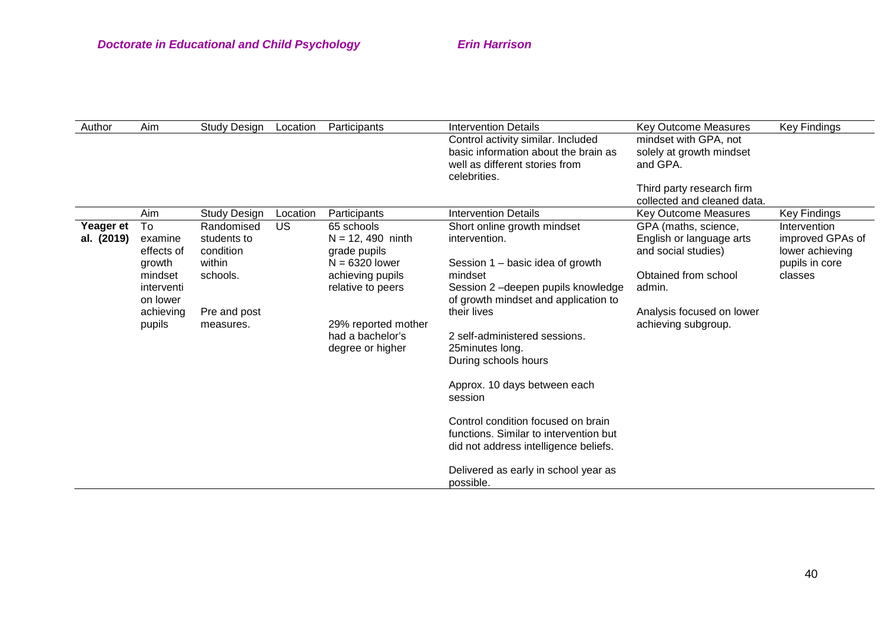| Author | Aim | Study Design | Location | Participants | Intervention Details | Key Outcome Measures | Key Findings |
|---|---|---|---|---|---|---|---|
| | | | | | Control activity similar. Included basic information about the brain as well as different stories from celebrities. | mindset with GPA, not solely at growth mindset and GPA.<br><br>Third party research firm collected and cleaned data. | |
| | Aim | Study Design | Location | Participants | Intervention Details | Key Outcome Measures | Key Findings |
| **Yeager et al. (2019)** | To examine effects of growth mindset interventi on lower achieving pupils | Randomised students to condition within schools.<br><br>Pre and post measures. | US | 65 schools<br>N = 12, 490 ninth grade pupils<br>N = 6320 lower achieving pupils relative to peers<br><br>29% reported mother had a bachelor's degree or higher | Short online growth mindset intervention.<br><br>Session 1 – basic idea of growth mindset<br>Session 2 –deepen pupils knowledge of growth mindset and application to their lives<br><br>2 self-administered sessions.<br>25minutes long.<br>During schools hours<br><br>Approx. 10 days between each session<br><br>Control condition focused on brain functions. Similar to intervention but did not address intelligence beliefs.<br><br>Delivered as early in school year as possible. | GPA (maths, science, English or language arts and social studies)<br><br>Obtained from school admin.<br><br>Analysis focused on lower achieving subgroup. | Intervention improved GPAs of lower achieving pupils in core classes |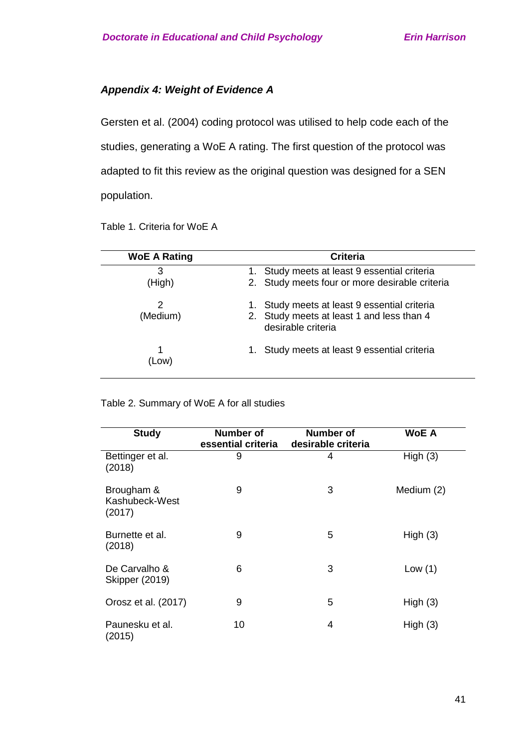### *Appendix 4: Weight of Evidence A*

Gersten et al. (2004) coding protocol was utilised to help code each of the studies, generating a WoE A rating. The first question of the protocol was adapted to fit this review as the original question was designed for a SEN population.

Table 1. Criteria for WoE A

| WoE A Rating | Criteria |
|---|---|
| 3 (High) | 1. Study meets at least 9 essential criteria<br>2. Study meets four or more desirable criteria |
| 2 (Medium) | 1. Study meets at least 9 essential criteria<br>2. Study meets at least 1 and less than 4 desirable criteria |
| 1 (Low) | 1. Study meets at least 9 essential criteria |

Table 2. Summary of WoE A for all studies

| Study | Number of essential criteria | Number of desirable criteria | WoE A |
|---|---|---|---|
| Bettinger et al. (2018) | 9 | 4 | High (3) |
| Brougham & Kashubeck-West (2017) | 9 | 3 | Medium (2) |
| Burnette et al. (2018) | 9 | 5 | High (3) |
| De Carvalho & Skipper (2019) | 6 | 3 | Low (1) |
| Orosz et al. (2017) | 9 | 5 | High (3) |
| Paunesku et al. (2015) | 10 | 4 | High (3) |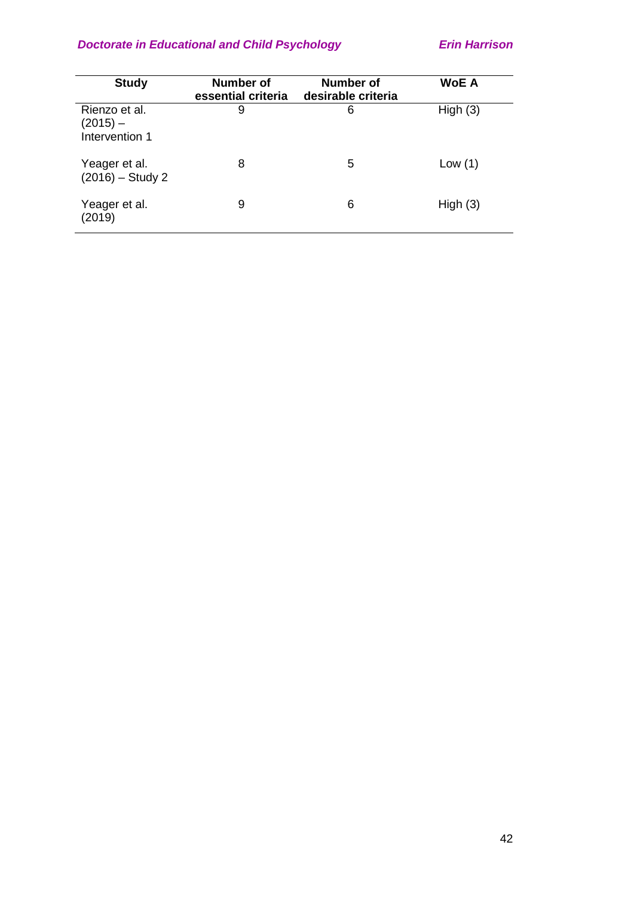| Study | Number of essential criteria | Number of desirable criteria | WoE A |
|---|---|---|---|
| Rienzo et al. (2015) – Intervention 1 | 9 | 6 | High (3) |
| Yeager et al. (2016) – Study 2 | 8 | 5 | Low (1) |
| Yeager et al. (2019) | 9 | 6 | High (3) |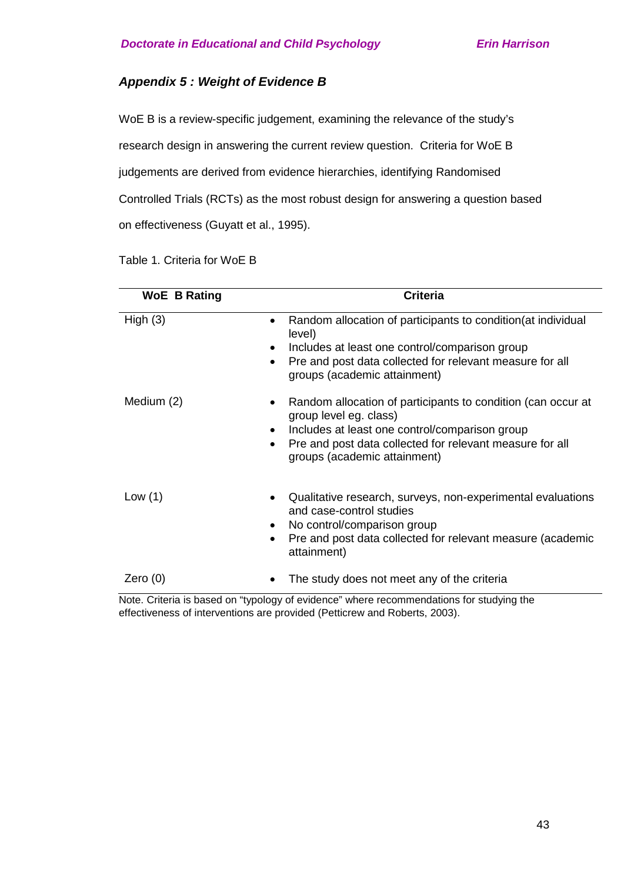### *Appendix 5 : Weight of Evidence B*

WoE B is a review-specific judgement, examining the relevance of the study's research design in answering the current review question. Criteria for WoE B judgements are derived from evidence hierarchies, identifying Randomised Controlled Trials (RCTs) as the most robust design for answering a question based on effectiveness (Guyatt et al., 1995).

Table 1. Criteria for WoE B

| WoE B Rating | Criteria |
|---|---|
| High (3) | • Random allocation of participants to condition(at individual level)<br>• Includes at least one control/comparison group<br>• Pre and post data collected for relevant measure for all groups (academic attainment) |
| Medium (2) | • Random allocation of participants to condition (can occur at group level eg. class)<br>• Includes at least one control/comparison group<br>• Pre and post data collected for relevant measure for all groups (academic attainment) |
| Low (1) | • Qualitative research, surveys, non-experimental evaluations and case-control studies<br>• No control/comparison group<br>• Pre and post data collected for relevant measure (academic attainment) |
| Zero (0) | • The study does not meet any of the criteria |

Note. Criteria is based on "typology of evidence" where recommendations for studying the effectiveness of interventions are provided (Petticrew and Roberts, 2003).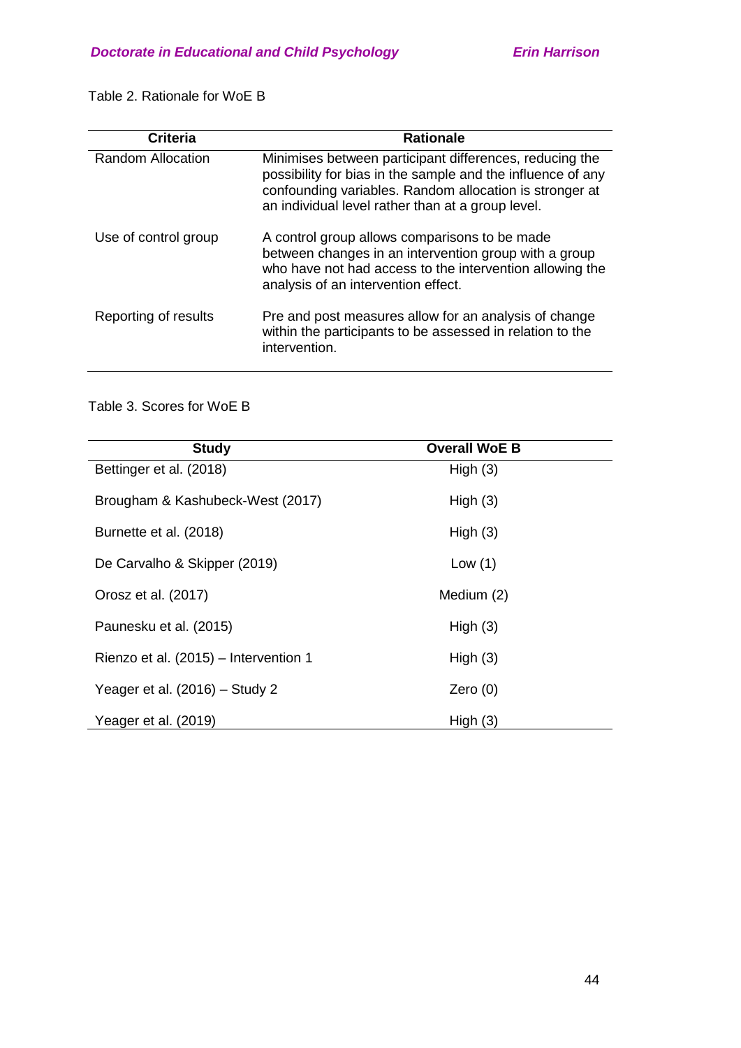Table 2. Rationale for WoE B

| Criteria | Rationale |
|---|---|
| Random Allocation | Minimises between participant differences, reducing the possibility for bias in the sample and the influence of any confounding variables. Random allocation is stronger at an individual level rather than at a group level. |
| Use of control group | A control group allows comparisons to be made between changes in an intervention group with a group who have not had access to the intervention allowing the analysis of an intervention effect. |
| Reporting of results | Pre and post measures allow for an analysis of change within the participants to be assessed in relation to the intervention. |

Table 3. Scores for WoE B

| Study | Overall WoE B |
|---|---|
| Bettinger et al. (2018) | High (3) |
| Brougham & Kashubeck-West (2017) | High (3) |
| Burnette et al. (2018) | High (3) |
| De Carvalho & Skipper (2019) | Low (1) |
| Orosz et al. (2017) | Medium (2) |
| Paunesku et al. (2015) | High (3) |
| Rienzo et al. (2015) – Intervention 1 | High (3) |
| Yeager et al. (2016) – Study 2 | Zero (0) |
| Yeager et al. (2019) | High (3) |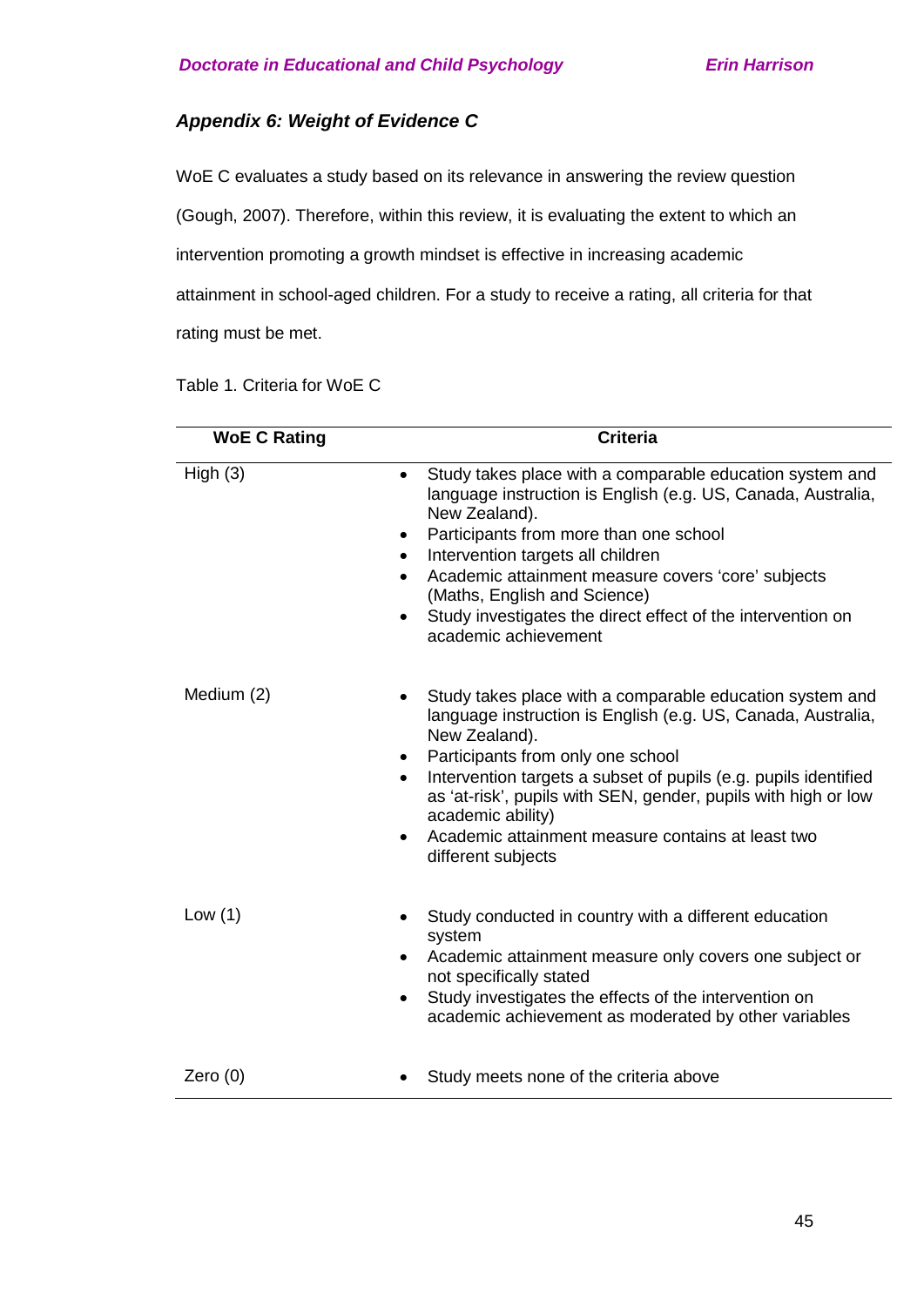### *Appendix 6: Weight of Evidence C*

WoE C evaluates a study based on its relevance in answering the review question (Gough, 2007). Therefore, within this review, it is evaluating the extent to which an intervention promoting a growth mindset is effective in increasing academic attainment in school-aged children. For a study to receive a rating, all criteria for that rating must be met.

Table 1. Criteria for WoE C

| WoE C Rating | Criteria |
| --- | --- |
| High (3) | • Study takes place with a comparable education system and language instruction is English (e.g. US, Canada, Australia, New Zealand).<br>• Participants from more than one school<br>• Intervention targets all children<br>• Academic attainment measure covers 'core' subjects (Maths, English and Science)<br>• Study investigates the direct effect of the intervention on academic achievement |
| Medium (2) | • Study takes place with a comparable education system and language instruction is English (e.g. US, Canada, Australia, New Zealand).<br>• Participants from only one school<br>• Intervention targets a subset of pupils (e.g. pupils identified as 'at-risk', pupils with SEN, gender, pupils with high or low academic ability)<br>• Academic attainment measure contains at least two different subjects |
| Low (1) | • Study conducted in country with a different education system<br>• Academic attainment measure only covers one subject or not specifically stated<br>• Study investigates the effects of the intervention on academic achievement as moderated by other variables |
| Zero (0) | • Study meets none of the criteria above |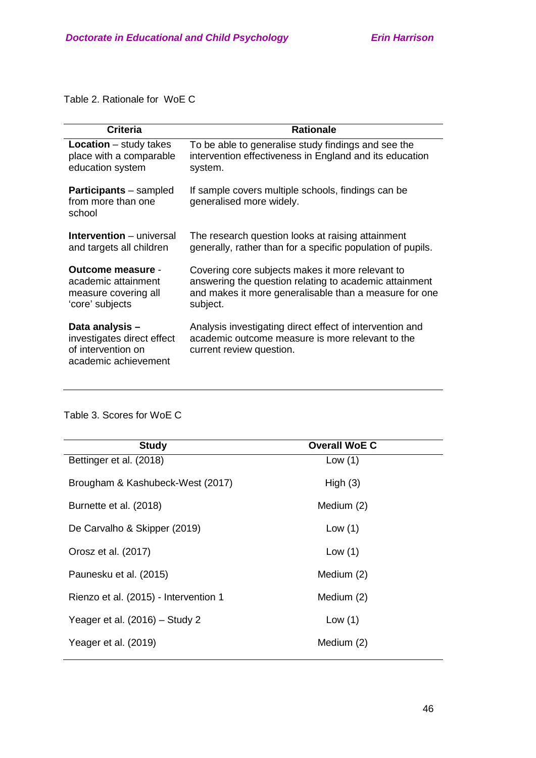Table 2. Rationale for WoE C

| Criteria | Rationale |
|---|---|
| **Location** – study takes place with a comparable education system | To be able to generalise study findings and see the intervention effectiveness in England and its education system. |
| **Participants** – sampled from more than one school | If sample covers multiple schools, findings can be generalised more widely. |
| **Intervention** – universal and targets all children | The research question looks at raising attainment generally, rather than for a specific population of pupils. |
| **Outcome measure** - academic attainment measure covering all 'core' subjects | Covering core subjects makes it more relevant to answering the question relating to academic attainment and makes it more generalisable than a measure for one subject. |
| **Data analysis** – investigates direct effect of intervention on academic achievement | Analysis investigating direct effect of intervention and academic outcome measure is more relevant to the current review question. |

Table 3. Scores for WoE C

| Study | Overall WoE C |
|---|---|
| Bettinger et al. (2018) | Low (1) |
| Brougham & Kashubeck-West (2017) | High (3) |
| Burnette et al. (2018) | Medium (2) |
| De Carvalho & Skipper (2019) | Low (1) |
| Orosz et al. (2017) | Low (1) |
| Paunesku et al. (2015) | Medium (2) |
| Rienzo et al. (2015) - Intervention 1 | Medium (2) |
| Yeager et al. (2016) – Study 2 | Low (1) |
| Yeager et al. (2019) | Medium (2) |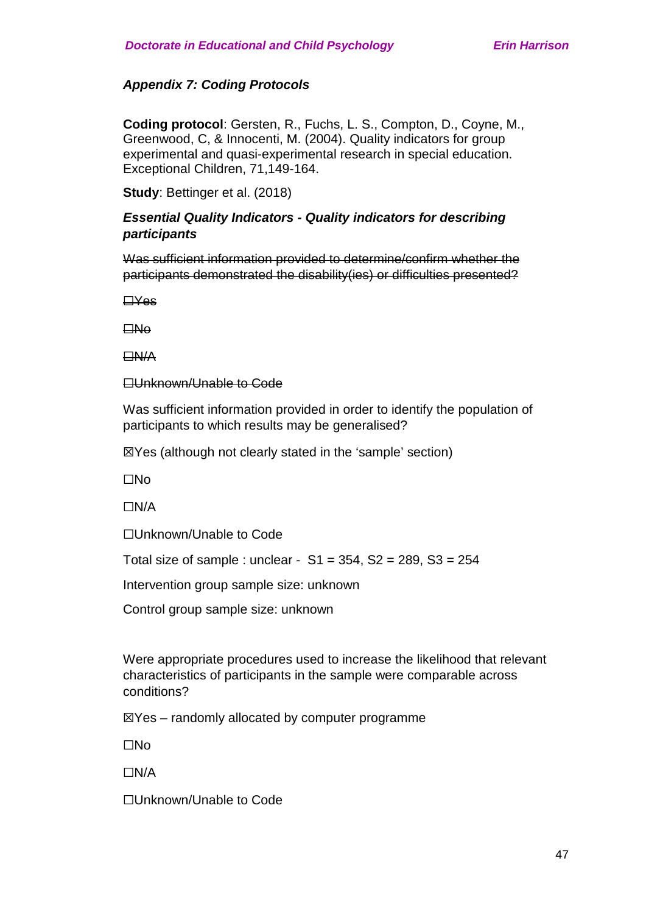### *Appendix 7: Coding Protocols*

**Coding protocol**: Gersten, R., Fuchs, L. S., Compton, D., Coyne, M., Greenwood, C, & Innocenti, M. (2004). Quality indicators for group experimental and quasi-experimental research in special education. Exceptional Children, 71,149-164.

**Study**: Bettinger et al. (2018)

***Essential Quality Indicators - Quality indicators for describing participants***

~~Was sufficient information provided to determine/confirm whether the participants demonstrated the disability(ies) or difficulties presented?~~

~~☐Yes~~

~~☐No~~

~~☐N/A~~

~~☐Unknown/Unable to Code~~

Was sufficient information provided in order to identify the population of participants to which results may be generalised?

☒Yes (although not clearly stated in the 'sample' section)

☐No

☐N/A

☐Unknown/Unable to Code

Total size of sample : unclear - S1 = 354, S2 = 289, S3 = 254

Intervention group sample size: unknown

Control group sample size: unknown

Were appropriate procedures used to increase the likelihood that relevant characteristics of participants in the sample were comparable across conditions?

☒Yes – randomly allocated by computer programme

☐No

☐N/A

☐Unknown/Unable to Code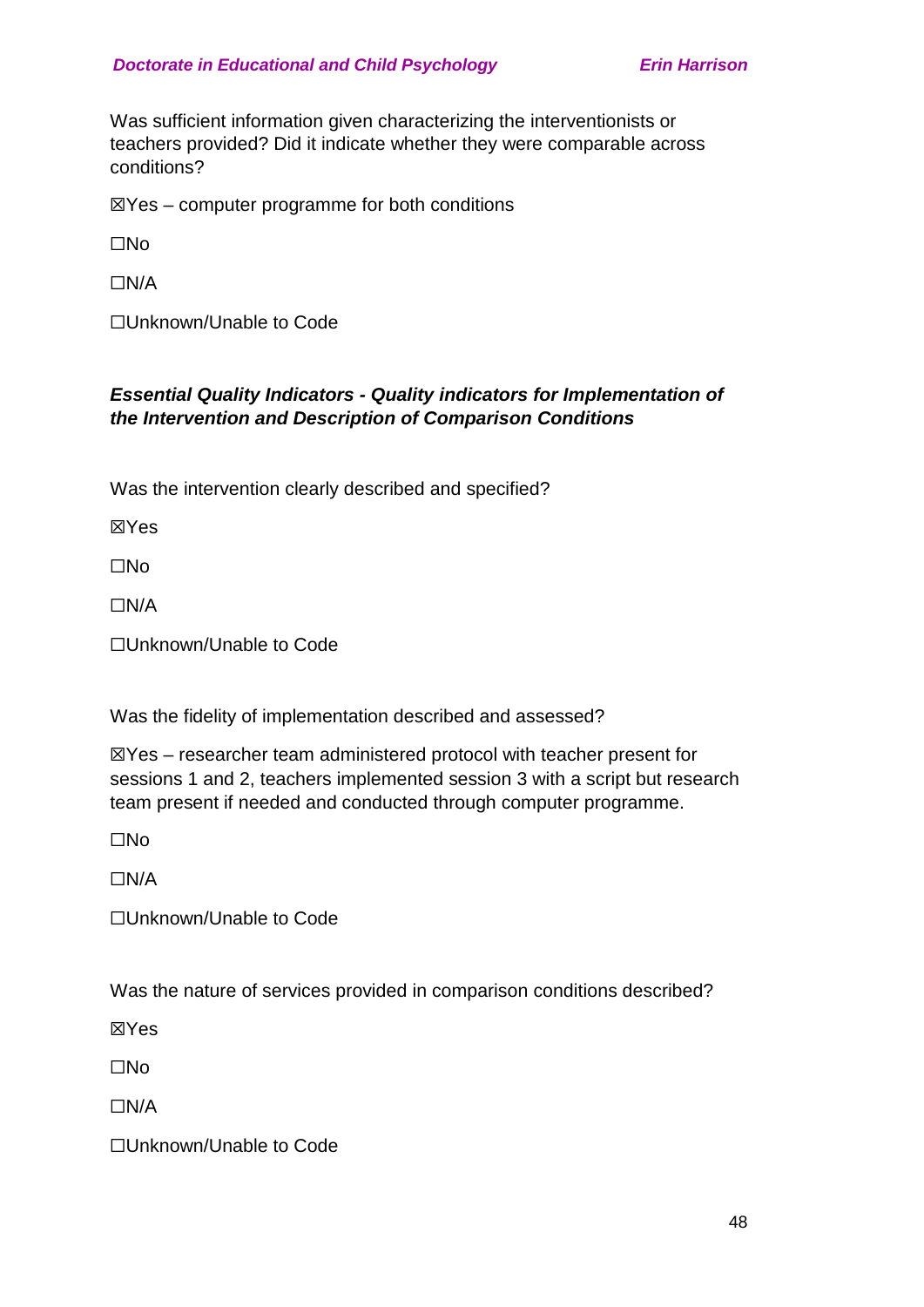Was sufficient information given characterizing the interventionists or teachers provided? Did it indicate whether they were comparable across conditions?

☒Yes – computer programme for both conditions

☐No

☐N/A

☐Unknown/Unable to Code

***Essential Quality Indicators - Quality indicators for Implementation of the Intervention and Description of Comparison Conditions***

Was the intervention clearly described and specified?

☒Yes

☐No

☐N/A

☐Unknown/Unable to Code

Was the fidelity of implementation described and assessed?

☒Yes – researcher team administered protocol with teacher present for sessions 1 and 2, teachers implemented session 3 with a script but research team present if needed and conducted through computer programme.

☐No

☐N/A

☐Unknown/Unable to Code

Was the nature of services provided in comparison conditions described?

☒Yes

☐No

☐N/A

☐Unknown/Unable to Code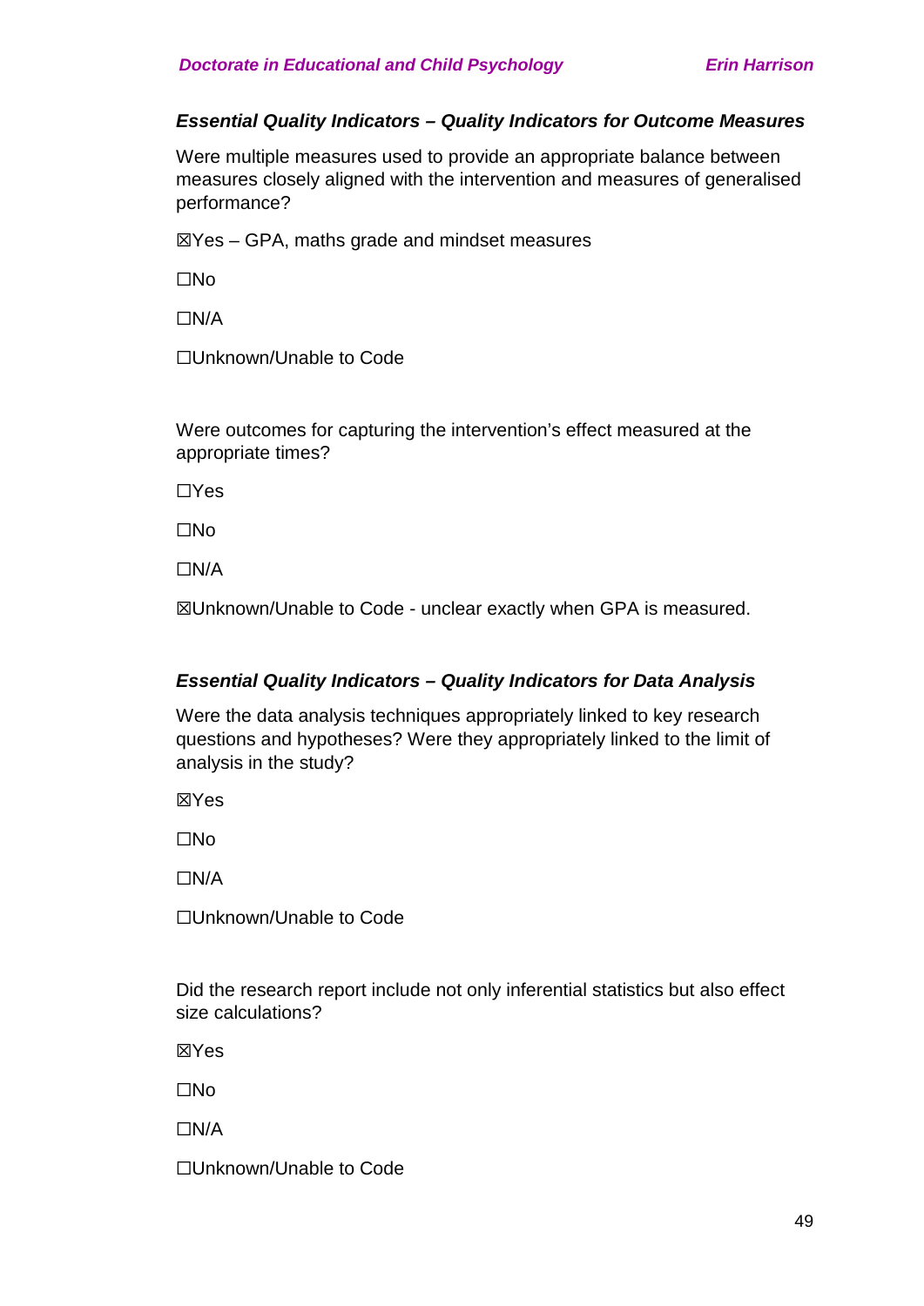***Essential Quality Indicators – Quality Indicators for Outcome Measures***

Were multiple measures used to provide an appropriate balance between measures closely aligned with the intervention and measures of generalised performance?

☒Yes – GPA, maths grade and mindset measures

☐No

☐N/A

☐Unknown/Unable to Code

Were outcomes for capturing the intervention's effect measured at the appropriate times?

☐Yes

☐No

☐N/A

☒Unknown/Unable to Code - unclear exactly when GPA is measured.

***Essential Quality Indicators – Quality Indicators for Data Analysis***

Were the data analysis techniques appropriately linked to key research questions and hypotheses? Were they appropriately linked to the limit of analysis in the study?

☒Yes

☐No

☐N/A

☐Unknown/Unable to Code

Did the research report include not only inferential statistics but also effect size calculations?

☒Yes

☐No

☐N/A

☐Unknown/Unable to Code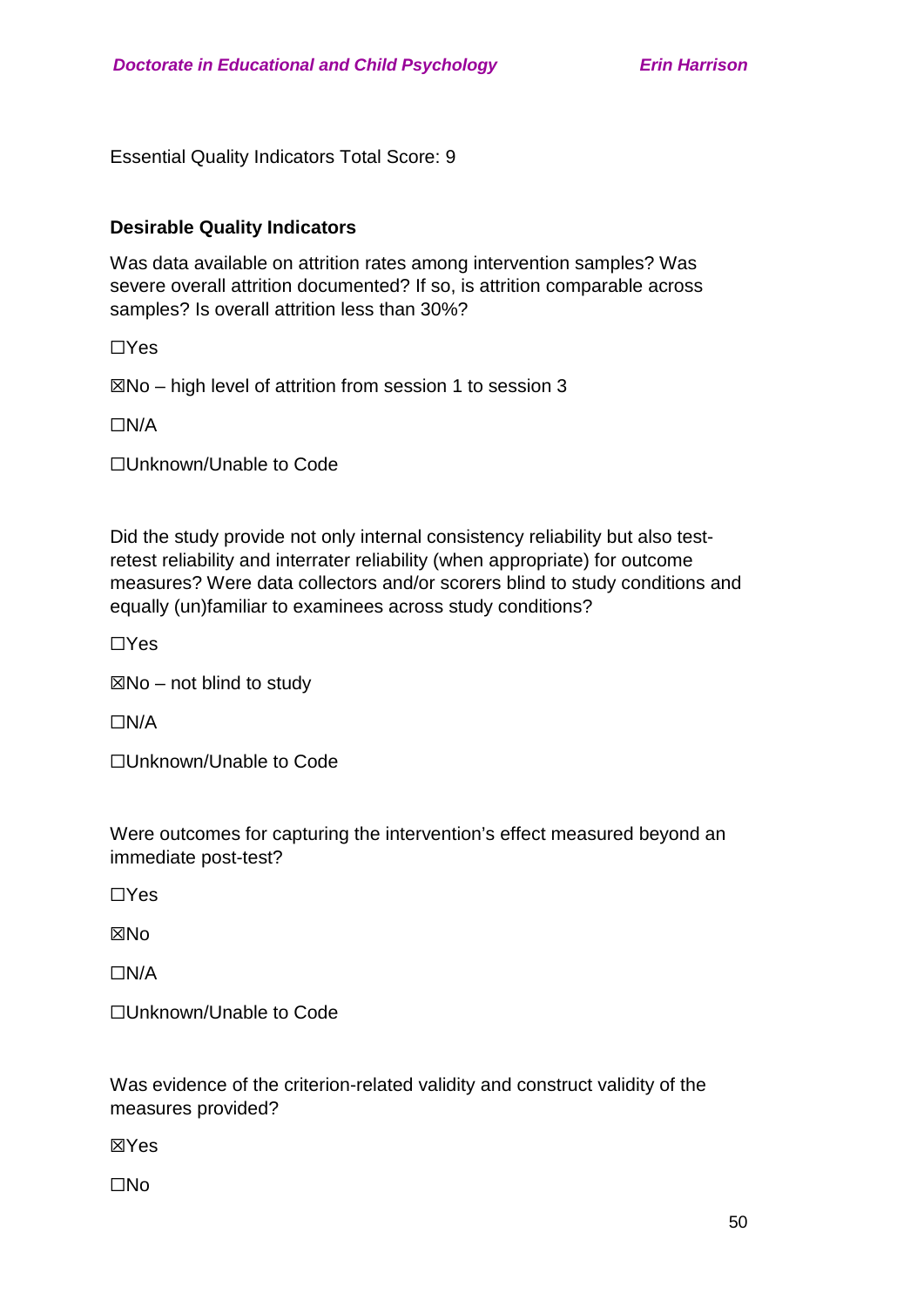Essential Quality Indicators Total Score: 9

**Desirable Quality Indicators**

Was data available on attrition rates among intervention samples? Was severe overall attrition documented? If so, is attrition comparable across samples? Is overall attrition less than 30%?

☐Yes

☒No – high level of attrition from session 1 to session 3

☐N/A

☐Unknown/Unable to Code

Did the study provide not only internal consistency reliability but also test-retest reliability and interrater reliability (when appropriate) for outcome measures? Were data collectors and/or scorers blind to study conditions and equally (un)familiar to examinees across study conditions?

☐Yes

☒No – not blind to study

☐N/A

☐Unknown/Unable to Code

Were outcomes for capturing the intervention's effect measured beyond an immediate post-test?

☐Yes

☒No

☐N/A

☐Unknown/Unable to Code

Was evidence of the criterion-related validity and construct validity of the measures provided?

☒Yes

☐No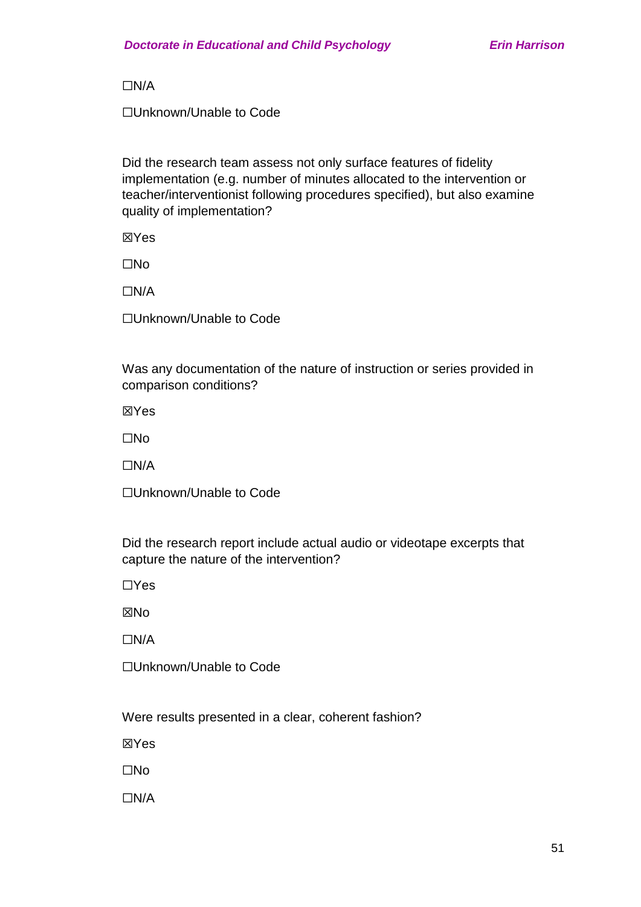☐N/A

☐Unknown/Unable to Code

Did the research team assess not only surface features of fidelity implementation (e.g. number of minutes allocated to the intervention or teacher/interventionist following procedures specified), but also examine quality of implementation?

☒Yes

☐No

☐N/A

☐Unknown/Unable to Code

Was any documentation of the nature of instruction or series provided in comparison conditions?

☒Yes

☐No

☐N/A

☐Unknown/Unable to Code

Did the research report include actual audio or videotape excerpts that capture the nature of the intervention?

☐Yes

☒No

☐N/A

☐Unknown/Unable to Code

Were results presented in a clear, coherent fashion?

☒Yes

☐No

☐N/A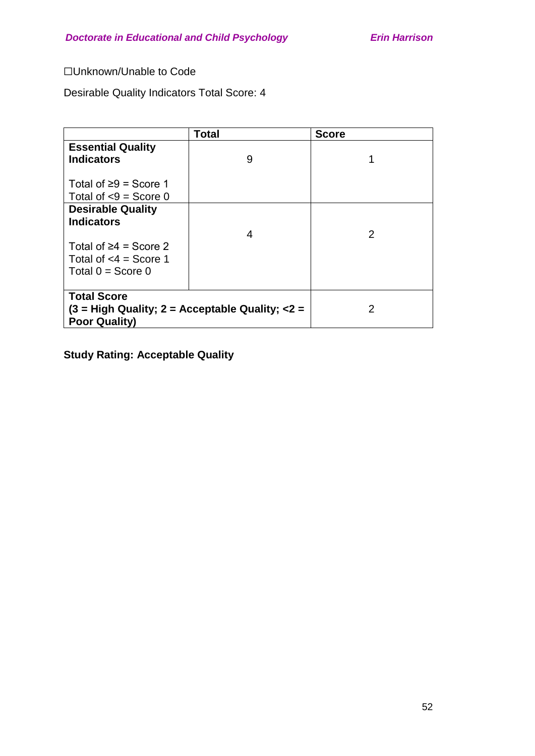☐Unknown/Unable to Code

Desirable Quality Indicators Total Score: 4

| | Total | Score |
|---|---|---|
| **Essential Quality Indicators**<br><br>Total of ≥9 = Score 1<br>Total of <9 = Score 0 | 9 | 1 |
| **Desirable Quality Indicators**<br><br>Total of ≥4 = Score 2<br>Total of <4 = Score 1<br>Total 0 = Score 0 | 4 | 2 |
| **Total Score**<br>**(3 = High Quality; 2 = Acceptable Quality; <2 = Poor Quality)** | | 2 |

**Study Rating: Acceptable Quality**